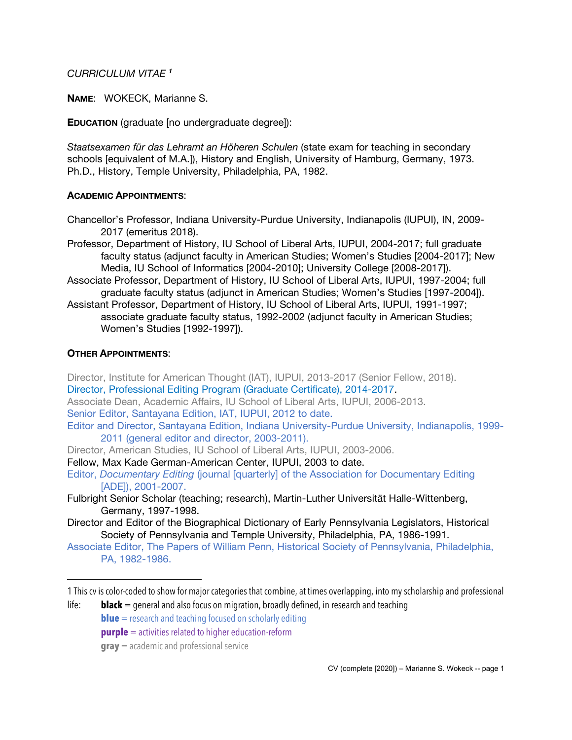*CURRICULUM VITAE* [1]

**NAME**: WOKECK, Marianne S.

**EDUCATION** (graduate [no undergraduate degree]):

*Staatsexamen für das Lehramt an Höheren Schulen* (state exam for teaching in secondary schools [equivalent of M.A.]), History and English, University of Hamburg, Germany, 1973.
Ph.D., History, Temple University, Philadelphia, PA, 1982.

**ACADEMIC APPOINTMENTS**:

Chancellor's Professor, Indiana University-Purdue University, Indianapolis (IUPUI), IN, 2009-2017 (emeritus 2018).

Professor, Department of History, IU School of Liberal Arts, IUPUI, 2004-2017; full graduate faculty status (adjunct faculty in American Studies; Women's Studies [2004-2017]; New Media, IU School of Informatics [2004-2010]; University College [2008-2017]).

Associate Professor, Department of History, IU School of Liberal Arts, IUPUI, 1997-2004; full graduate faculty status (adjunct in American Studies; Women's Studies [1997-2004]).

Assistant Professor, Department of History, IU School of Liberal Arts, IUPUI, 1991-1997; associate graduate faculty status, 1992-2002 (adjunct faculty in American Studies; Women's Studies [1992-1997]).

**OTHER APPOINTMENTS**:

Director, Institute for American Thought (IAT), IUPUI, 2013-2017 (Senior Fellow, 2018).

Director, Professional Editing Program (Graduate Certificate), 2014-2017.

Associate Dean, Academic Affairs, IU School of Liberal Arts, IUPUI, 2006-2013.

Senior Editor, Santayana Edition, IAT, IUPUI, 2012 to date.

Editor and Director, Santayana Edition, Indiana University-Purdue University, Indianapolis, 1999-2011 (general editor and director, 2003-2011).

Director, American Studies, IU School of Liberal Arts, IUPUI, 2003-2006.

Fellow, Max Kade German-American Center, IUPUI, 2003 to date.

Editor, *Documentary Editing* (journal [quarterly] of the Association for Documentary Editing [ADE]), 2001-2007.

Fulbright Senior Scholar (teaching; research), Martin-Luther Universität Halle-Wittenberg, Germany, 1997-1998.

Director and Editor of the Biographical Dictionary of Early Pennsylvania Legislators, Historical Society of Pennsylvania and Temple University, Philadelphia, PA, 1986-1991.

Associate Editor, The Papers of William Penn, Historical Society of Pennsylvania, Philadelphia, PA, 1982-1986.

---

[1] This cv is color-coded to show for major categories that combine, at times overlapping, into my scholarship and professional life:
- **black** = general and also focus on migration, broadly defined, in research and teaching
- **blue** = research and teaching focused on scholarly editing
- **purple** = activities related to higher education-reform
- **gray** = academic and professional service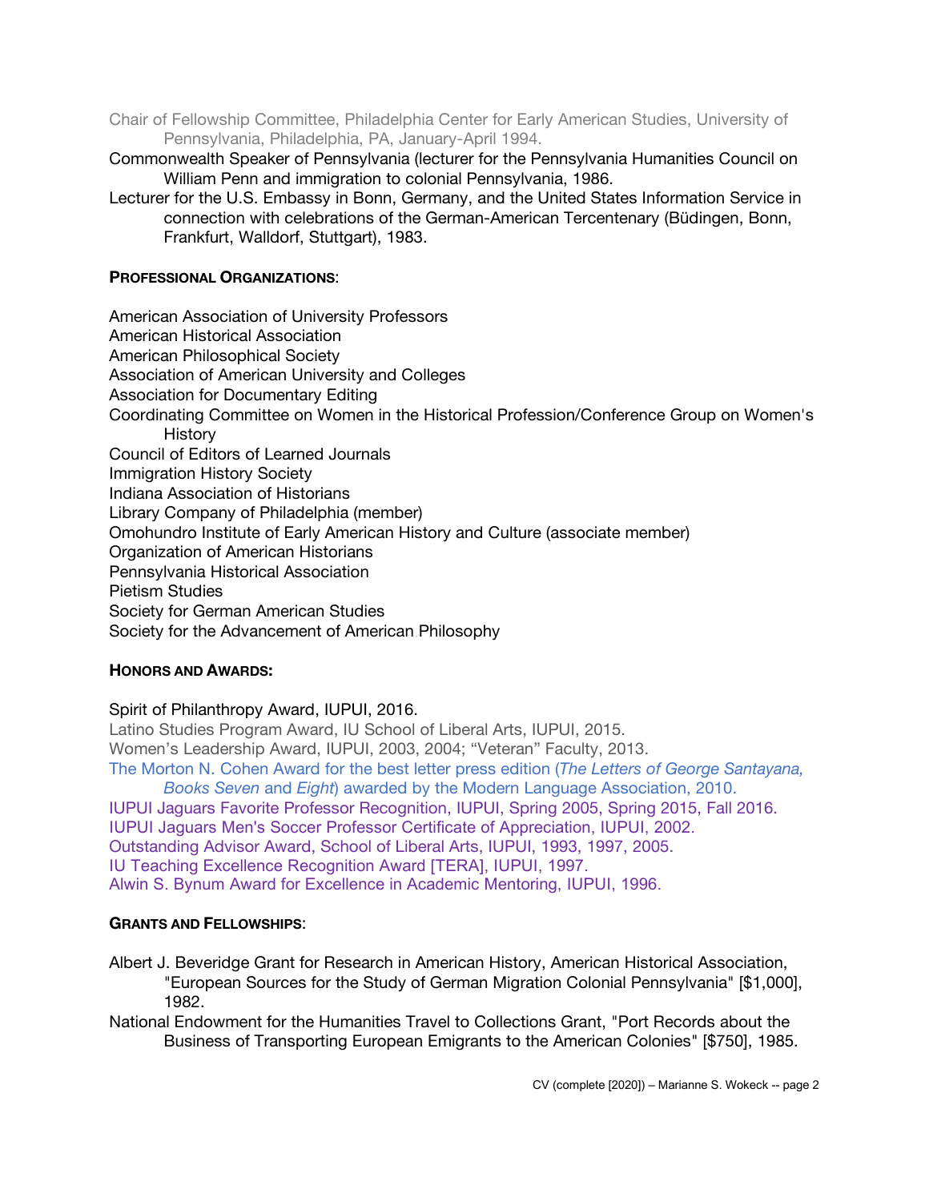Chair of Fellowship Committee, Philadelphia Center for Early American Studies, University of Pennsylvania, Philadelphia, PA, January-April 1994.

Commonwealth Speaker of Pennsylvania (lecturer for the Pennsylvania Humanities Council on William Penn and immigration to colonial Pennsylvania, 1986.

Lecturer for the U.S. Embassy in Bonn, Germany, and the United States Information Service in connection with celebrations of the German-American Tercentenary (Büdingen, Bonn, Frankfurt, Walldorf, Stuttgart), 1983.

**PROFESSIONAL ORGANIZATIONS**:

American Association of University Professors
American Historical Association
American Philosophical Society
Association of American University and Colleges
Association for Documentary Editing
Coordinating Committee on Women in the Historical Profession/Conference Group on Women's History
Council of Editors of Learned Journals
Immigration History Society
Indiana Association of Historians
Library Company of Philadelphia (member)
Omohundro Institute of Early American History and Culture (associate member)
Organization of American Historians
Pennsylvania Historical Association
Pietism Studies
Society for German American Studies
Society for the Advancement of American Philosophy

**HONORS AND AWARDS:**

Spirit of Philanthropy Award, IUPUI, 2016.
Latino Studies Program Award, IU School of Liberal Arts, IUPUI, 2015.
Women's Leadership Award, IUPUI, 2003, 2004; "Veteran" Faculty, 2013.
The Morton N. Cohen Award for the best letter press edition (*The Letters of George Santayana, Books Seven* and *Eight*) awarded by the Modern Language Association, 2010.
IUPUI Jaguars Favorite Professor Recognition, IUPUI, Spring 2005, Spring 2015, Fall 2016.
IUPUI Jaguars Men's Soccer Professor Certificate of Appreciation, IUPUI, 2002.
Outstanding Advisor Award, School of Liberal Arts, IUPUI, 1993, 1997, 2005.
IU Teaching Excellence Recognition Award [TERA], IUPUI, 1997.
Alwin S. Bynum Award for Excellence in Academic Mentoring, IUPUI, 1996.

**GRANTS AND FELLOWSHIPS**:

Albert J. Beveridge Grant for Research in American History, American Historical Association, "European Sources for the Study of German Migration Colonial Pennsylvania" [$1,000], 1982.

National Endowment for the Humanities Travel to Collections Grant, "Port Records about the Business of Transporting European Emigrants to the American Colonies" [$750], 1985.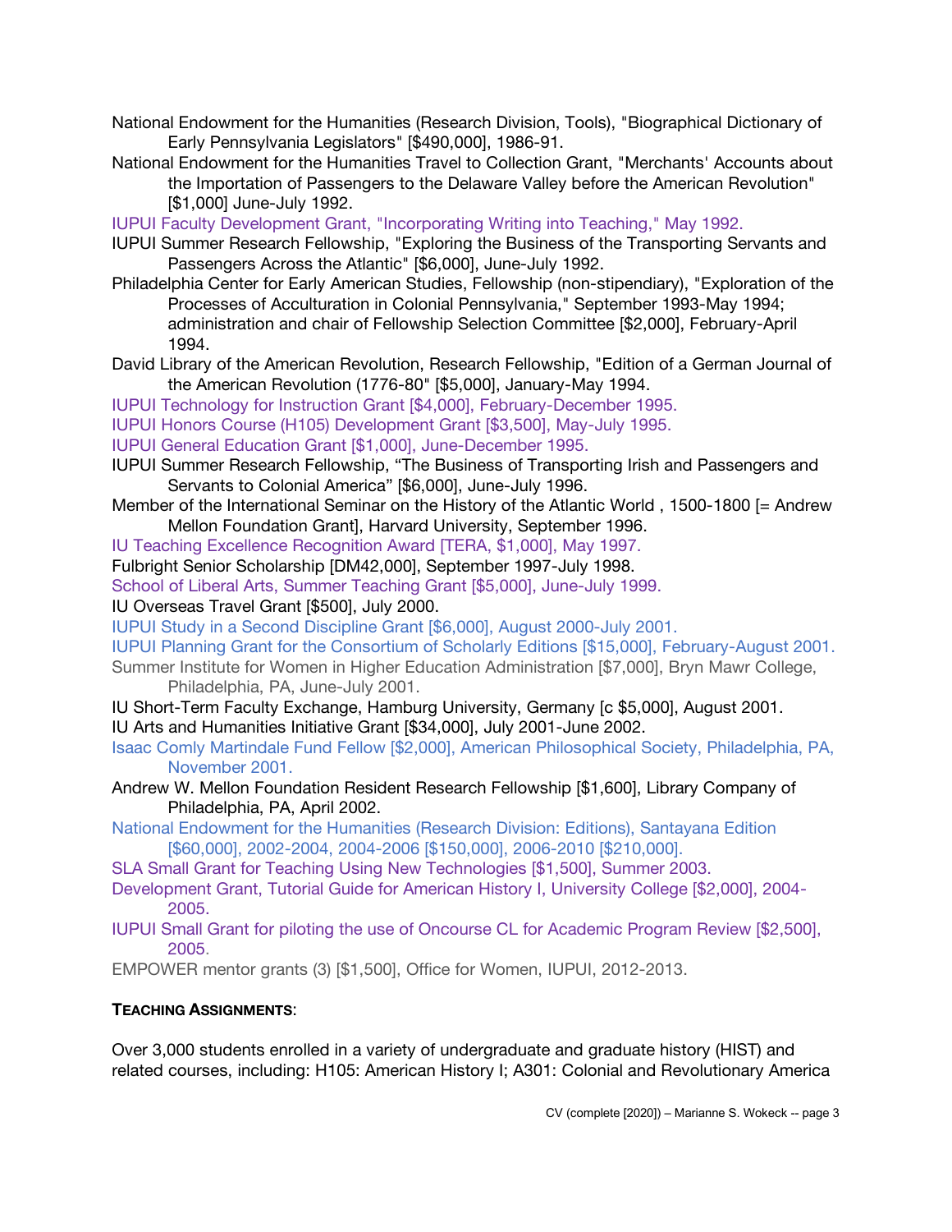National Endowment for the Humanities (Research Division, Tools), "Biographical Dictionary of Early Pennsylvania Legislators" [$490,000], 1986-91.

National Endowment for the Humanities Travel to Collection Grant, "Merchants' Accounts about the Importation of Passengers to the Delaware Valley before the American Revolution" [$1,000] June-July 1992.

IUPUI Faculty Development Grant, "Incorporating Writing into Teaching," May 1992.

IUPUI Summer Research Fellowship, "Exploring the Business of the Transporting Servants and Passengers Across the Atlantic" [$6,000], June-July 1992.

Philadelphia Center for Early American Studies, Fellowship (non-stipendiary), "Exploration of the Processes of Acculturation in Colonial Pennsylvania," September 1993-May 1994; administration and chair of Fellowship Selection Committee [$2,000], February-April 1994.

David Library of the American Revolution, Research Fellowship, "Edition of a German Journal of the American Revolution (1776-80" [$5,000], January-May 1994.

IUPUI Technology for Instruction Grant [$4,000], February-December 1995.

IUPUI Honors Course (H105) Development Grant [$3,500], May-July 1995.

IUPUI General Education Grant [$1,000], June-December 1995.

IUPUI Summer Research Fellowship, "The Business of Transporting Irish and Passengers and Servants to Colonial America" [$6,000], June-July 1996.

Member of the International Seminar on the History of the Atlantic World , 1500-1800 [= Andrew Mellon Foundation Grant], Harvard University, September 1996.

IU Teaching Excellence Recognition Award [TERA, $1,000], May 1997.

Fulbright Senior Scholarship [DM42,000], September 1997-July 1998.

School of Liberal Arts, Summer Teaching Grant [$5,000], June-July 1999.

IU Overseas Travel Grant [$500], July 2000.

IUPUI Study in a Second Discipline Grant [$6,000], August 2000-July 2001.

IUPUI Planning Grant for the Consortium of Scholarly Editions [$15,000], February-August 2001.

Summer Institute for Women in Higher Education Administration [$7,000], Bryn Mawr College, Philadelphia, PA, June-July 2001.

IU Short-Term Faculty Exchange, Hamburg University, Germany [c $5,000], August 2001.

IU Arts and Humanities Initiative Grant [$34,000], July 2001-June 2002.

Isaac Comly Martindale Fund Fellow [$2,000], American Philosophical Society, Philadelphia, PA, November 2001.

Andrew W. Mellon Foundation Resident Research Fellowship [$1,600], Library Company of Philadelphia, PA, April 2002.

National Endowment for the Humanities (Research Division: Editions), Santayana Edition [$60,000], 2002-2004, 2004-2006 [$150,000], 2006-2010 [$210,000].

SLA Small Grant for Teaching Using New Technologies [$1,500], Summer 2003.

Development Grant, Tutorial Guide for American History I, University College [$2,000], 2004-2005.

IUPUI Small Grant for piloting the use of Oncourse CL for Academic Program Review [$2,500], 2005.

EMPOWER mentor grants (3) [$1,500], Office for Women, IUPUI, 2012-2013.

**TEACHING ASSIGNMENTS**:

Over 3,000 students enrolled in a variety of undergraduate and graduate history (HIST) and related courses, including: H105: American History I; A301: Colonial and Revolutionary America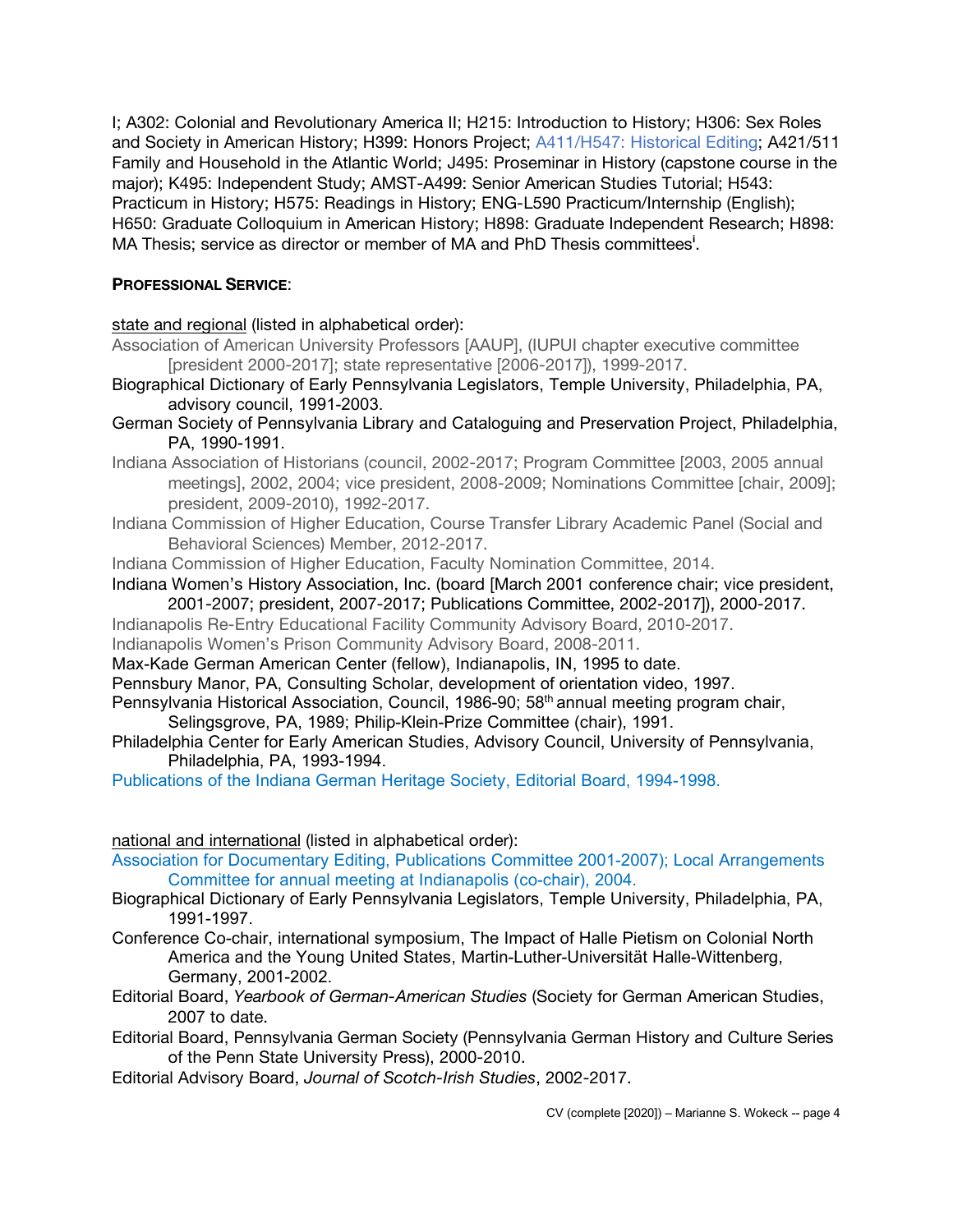I; A302: Colonial and Revolutionary America II; H215: Introduction to History; H306: Sex Roles and Society in American History; H399: Honors Project; A411/H547: Historical Editing; A421/511 Family and Household in the Atlantic World; J495: Proseminar in History (capstone course in the major); K495: Independent Study; AMST-A499: Senior American Studies Tutorial; H543: Practicum in History; H575: Readings in History; ENG-L590 Practicum/Internship (English); H650: Graduate Colloquium in American History; H898: Graduate Independent Research; H898: MA Thesis; service as director or member of MA and PhD Thesis committees[i].

**PROFESSIONAL SERVICE**:

state and regional (listed in alphabetical order):

Association of American University Professors [AAUP], (IUPUI chapter executive committee [president 2000-2017]; state representative [2006-2017]), 1999-2017.

Biographical Dictionary of Early Pennsylvania Legislators, Temple University, Philadelphia, PA, advisory council, 1991-2003.

German Society of Pennsylvania Library and Cataloguing and Preservation Project, Philadelphia, PA, 1990-1991.

Indiana Association of Historians (council, 2002-2017; Program Committee [2003, 2005 annual meetings], 2002, 2004; vice president, 2008-2009; Nominations Committee [chair, 2009]; president, 2009-2010), 1992-2017.

Indiana Commission of Higher Education, Course Transfer Library Academic Panel (Social and Behavioral Sciences) Member, 2012-2017.

Indiana Commission of Higher Education, Faculty Nomination Committee, 2014.

Indiana Women's History Association, Inc. (board [March 2001 conference chair; vice president, 2001-2007; president, 2007-2017; Publications Committee, 2002-2017]), 2000-2017.

Indianapolis Re-Entry Educational Facility Community Advisory Board, 2010-2017.

Indianapolis Women's Prison Community Advisory Board, 2008-2011.

Max-Kade German American Center (fellow), Indianapolis, IN, 1995 to date.

Pennsbury Manor, PA, Consulting Scholar, development of orientation video, 1997.

Pennsylvania Historical Association, Council, 1986-90; 58th annual meeting program chair, Selingsgrove, PA, 1989; Philip-Klein-Prize Committee (chair), 1991.

Philadelphia Center for Early American Studies, Advisory Council, University of Pennsylvania, Philadelphia, PA, 1993-1994.

Publications of the Indiana German Heritage Society, Editorial Board, 1994-1998.

national and international (listed in alphabetical order):

Association for Documentary Editing, Publications Committee 2001-2007); Local Arrangements Committee for annual meeting at Indianapolis (co-chair), 2004.

Biographical Dictionary of Early Pennsylvania Legislators, Temple University, Philadelphia, PA, 1991-1997.

Conference Co-chair, international symposium, The Impact of Halle Pietism on Colonial North America and the Young United States, Martin-Luther-Universität Halle-Wittenberg, Germany, 2001-2002.

Editorial Board, *Yearbook of German-American Studies* (Society for German American Studies, 2007 to date.

Editorial Board, Pennsylvania German Society (Pennsylvania German History and Culture Series of the Penn State University Press), 2000-2010.

Editorial Advisory Board, *Journal of Scotch-Irish Studies*, 2002-2017.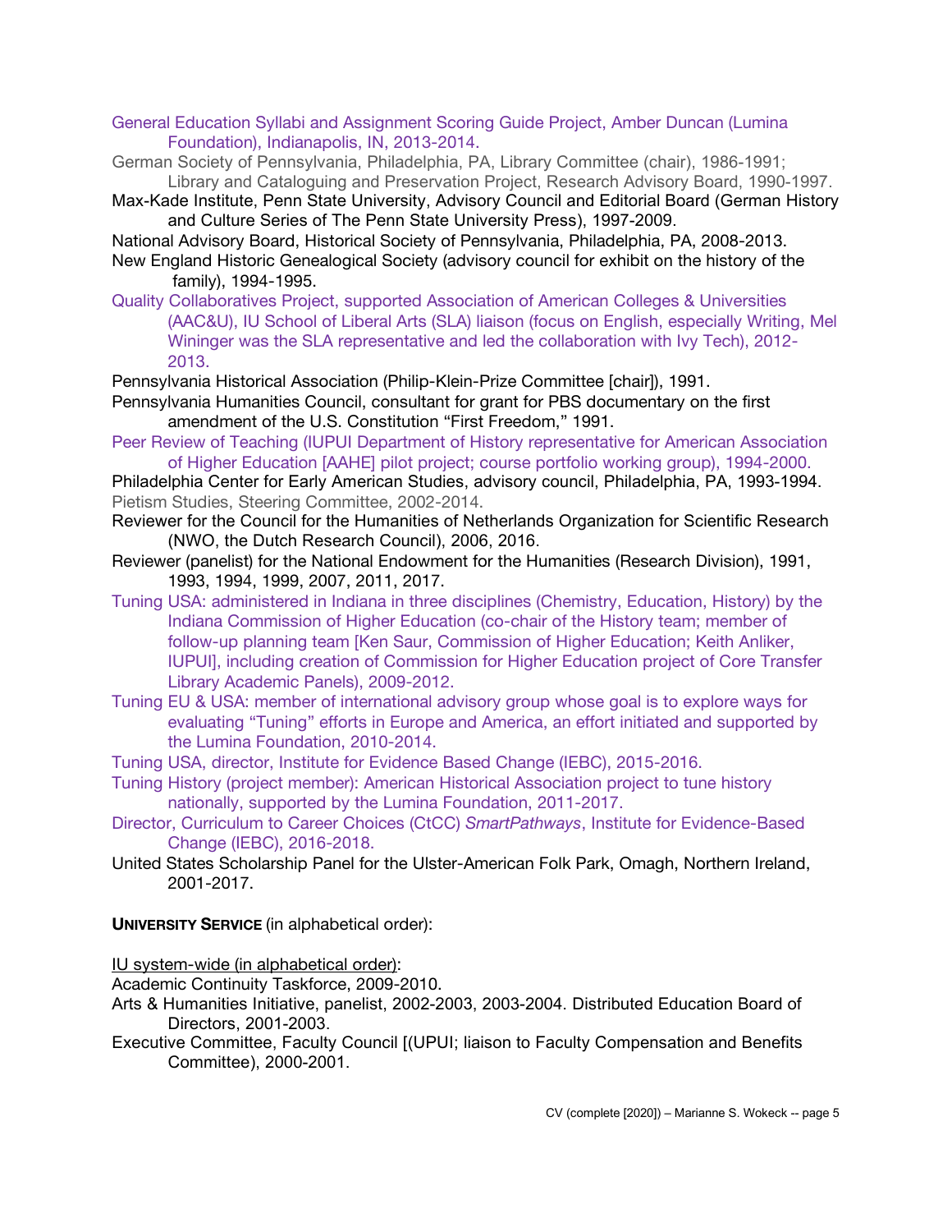General Education Syllabi and Assignment Scoring Guide Project, Amber Duncan (Lumina Foundation), Indianapolis, IN, 2013-2014.

German Society of Pennsylvania, Philadelphia, PA, Library Committee (chair), 1986-1991; Library and Cataloguing and Preservation Project, Research Advisory Board, 1990-1997.

Max-Kade Institute, Penn State University, Advisory Council and Editorial Board (German History and Culture Series of The Penn State University Press), 1997-2009.

National Advisory Board, Historical Society of Pennsylvania, Philadelphia, PA, 2008-2013.

New England Historic Genealogical Society (advisory council for exhibit on the history of the family), 1994-1995.

Quality Collaboratives Project, supported Association of American Colleges & Universities (AAC&U), IU School of Liberal Arts (SLA) liaison (focus on English, especially Writing, Mel Wininger was the SLA representative and led the collaboration with Ivy Tech), 2012-2013.

Pennsylvania Historical Association (Philip-Klein-Prize Committee [chair]), 1991.

Pennsylvania Humanities Council, consultant for grant for PBS documentary on the first amendment of the U.S. Constitution "First Freedom," 1991.

Peer Review of Teaching (IUPUI Department of History representative for American Association of Higher Education [AAHE] pilot project; course portfolio working group), 1994-2000.

Philadelphia Center for Early American Studies, advisory council, Philadelphia, PA, 1993-1994.

Pietism Studies, Steering Committee, 2002-2014.

Reviewer for the Council for the Humanities of Netherlands Organization for Scientific Research (NWO, the Dutch Research Council), 2006, 2016.

Reviewer (panelist) for the National Endowment for the Humanities (Research Division), 1991, 1993, 1994, 1999, 2007, 2011, 2017.

Tuning USA: administered in Indiana in three disciplines (Chemistry, Education, History) by the Indiana Commission of Higher Education (co-chair of the History team; member of follow-up planning team [Ken Saur, Commission of Higher Education; Keith Anliker, IUPUI], including creation of Commission for Higher Education project of Core Transfer Library Academic Panels), 2009-2012.

Tuning EU & USA: member of international advisory group whose goal is to explore ways for evaluating "Tuning" efforts in Europe and America, an effort initiated and supported by the Lumina Foundation, 2010-2014.

Tuning USA, director, Institute for Evidence Based Change (IEBC), 2015-2016.

Tuning History (project member): American Historical Association project to tune history nationally, supported by the Lumina Foundation, 2011-2017.

Director, Curriculum to Career Choices (CtCC) *SmartPathways*, Institute for Evidence-Based Change (IEBC), 2016-2018.

United States Scholarship Panel for the Ulster-American Folk Park, Omagh, Northern Ireland, 2001-2017.

**UNIVERSITY SERVICE** (in alphabetical order):

<u>IU system-wide (in alphabetical order)</u>:

Academic Continuity Taskforce, 2009-2010.

Arts & Humanities Initiative, panelist, 2002-2003, 2003-2004. Distributed Education Board of Directors, 2001-2003.

Executive Committee, Faculty Council [(UPUI; liaison to Faculty Compensation and Benefits Committee), 2000-2001.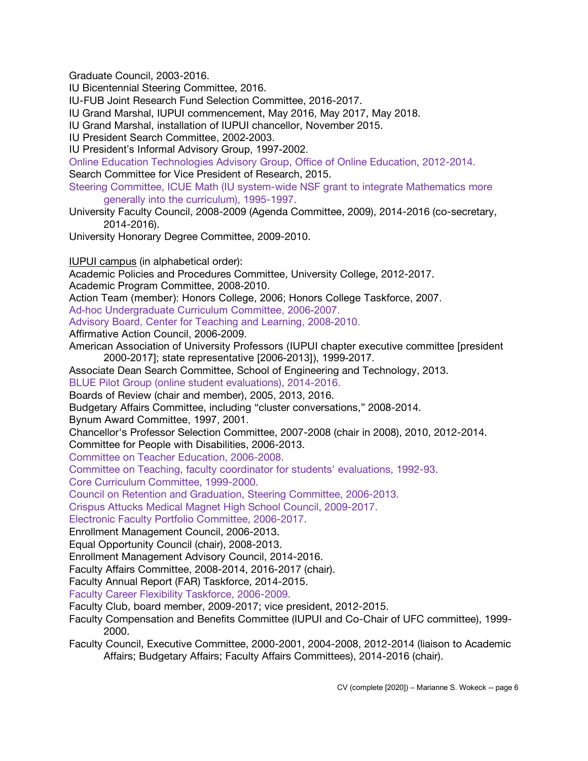Graduate Council, 2003-2016.

IU Bicentennial Steering Committee, 2016.

IU-FUB Joint Research Fund Selection Committee, 2016-2017.

IU Grand Marshal, IUPUI commencement, May 2016, May 2017, May 2018.

IU Grand Marshal, installation of IUPUI chancellor, November 2015.

IU President Search Committee, 2002-2003.

IU President's Informal Advisory Group, 1997-2002.

Online Education Technologies Advisory Group, Office of Online Education, 2012-2014.

Search Committee for Vice President of Research, 2015.

Steering Committee, ICUE Math (IU system-wide NSF grant to integrate Mathematics more generally into the curriculum), 1995-1997.

University Faculty Council, 2008-2009 (Agenda Committee, 2009), 2014-2016 (co-secretary, 2014-2016).

University Honorary Degree Committee, 2009-2010.

<u>IUPUI campus</u> (in alphabetical order):

Academic Policies and Procedures Committee, University College, 2012-2017.

Academic Program Committee, 2008-2010.

Action Team (member): Honors College, 2006; Honors College Taskforce, 2007.

Ad-hoc Undergraduate Curriculum Committee, 2006-2007.

Advisory Board, Center for Teaching and Learning, 2008-2010.

Affirmative Action Council, 2006-2009.

American Association of University Professors (IUPUI chapter executive committee [president 2000-2017]; state representative [2006-2013]), 1999-2017.

Associate Dean Search Committee, School of Engineering and Technology, 2013.

BLUE Pilot Group (online student evaluations), 2014-2016.

Boards of Review (chair and member), 2005, 2013, 2016.

Budgetary Affairs Committee, including "cluster conversations," 2008-2014.

Bynum Award Committee, 1997, 2001.

Chancellor's Professor Selection Committee, 2007-2008 (chair in 2008), 2010, 2012-2014.

Committee for People with Disabilities, 2006-2013.

Committee on Teacher Education, 2006-2008.

Committee on Teaching, faculty coordinator for students' evaluations, 1992-93.

Core Curriculum Committee, 1999-2000.

Council on Retention and Graduation, Steering Committee, 2006-2013.

Crispus Attucks Medical Magnet High School Council, 2009-2017.

Electronic Faculty Portfolio Committee, 2006-2017.

Enrollment Management Council, 2006-2013.

Equal Opportunity Council (chair), 2008-2013.

Enrollment Management Advisory Council, 2014-2016.

Faculty Affairs Committee, 2008-2014, 2016-2017 (chair).

Faculty Annual Report (FAR) Taskforce, 2014-2015.

Faculty Career Flexibility Taskforce, 2006-2009.

Faculty Club, board member, 2009-2017; vice president, 2012-2015.

Faculty Compensation and Benefits Committee (IUPUI and Co-Chair of UFC committee), 1999-2000.

Faculty Council, Executive Committee, 2000-2001, 2004-2008, 2012-2014 (liaison to Academic Affairs; Budgetary Affairs; Faculty Affairs Committees), 2014-2016 (chair).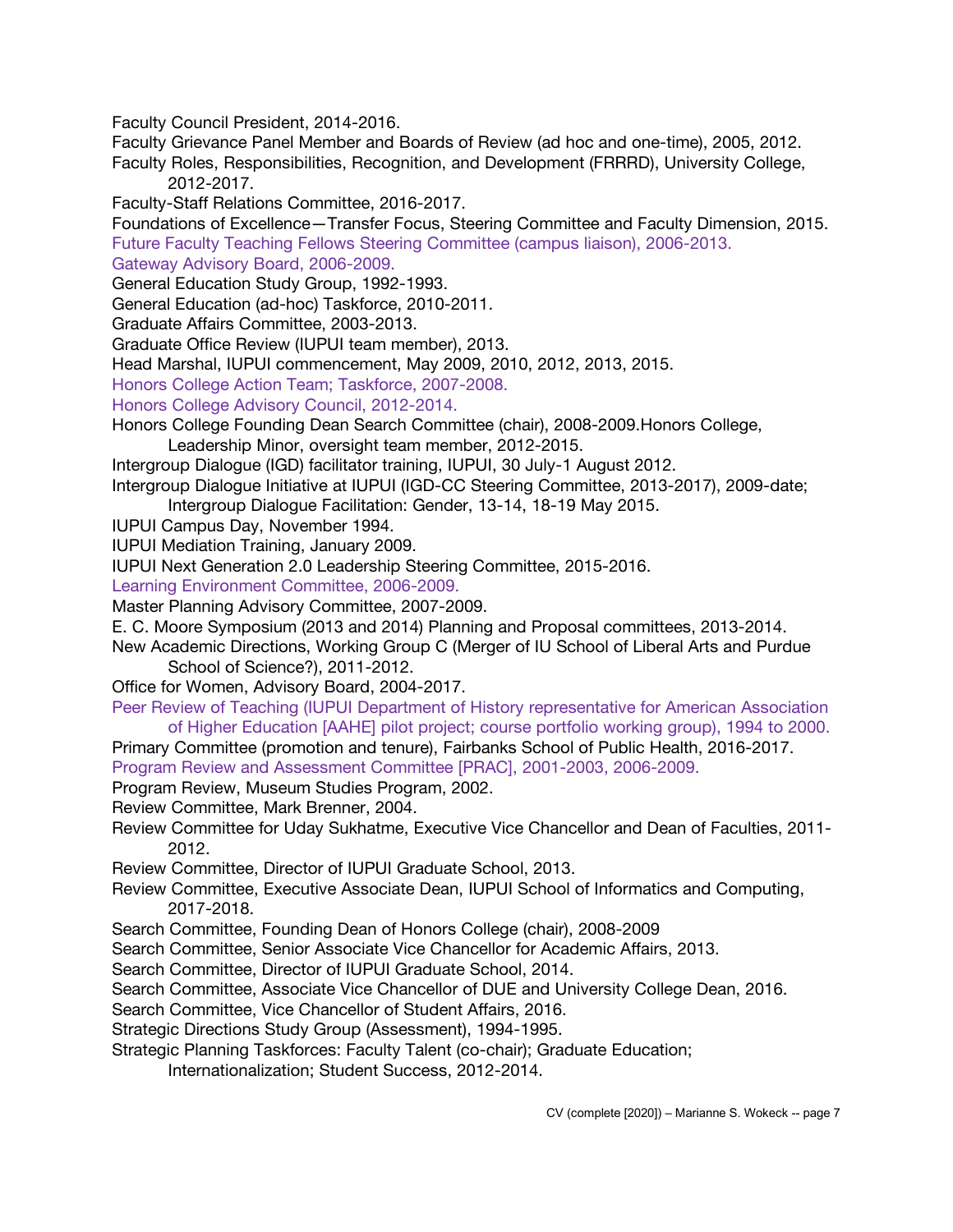Faculty Council President, 2014-2016.

Faculty Grievance Panel Member and Boards of Review (ad hoc and one-time), 2005, 2012.

Faculty Roles, Responsibilities, Recognition, and Development (FRRRD), University College, 2012-2017.

Faculty-Staff Relations Committee, 2016-2017.

Foundations of Excellence—Transfer Focus, Steering Committee and Faculty Dimension, 2015.

Future Faculty Teaching Fellows Steering Committee (campus liaison), 2006-2013.

Gateway Advisory Board, 2006-2009.

General Education Study Group, 1992-1993.

General Education (ad-hoc) Taskforce, 2010-2011.

Graduate Affairs Committee, 2003-2013.

Graduate Office Review (IUPUI team member), 2013.

Head Marshal, IUPUI commencement, May 2009, 2010, 2012, 2013, 2015.

Honors College Action Team; Taskforce, 2007-2008.

Honors College Advisory Council, 2012-2014.

Honors College Founding Dean Search Committee (chair), 2008-2009.Honors College, Leadership Minor, oversight team member, 2012-2015.

Intergroup Dialogue (IGD) facilitator training, IUPUI, 30 July-1 August 2012.

Intergroup Dialogue Initiative at IUPUI (IGD-CC Steering Committee, 2013-2017), 2009-date; Intergroup Dialogue Facilitation: Gender, 13-14, 18-19 May 2015.

IUPUI Campus Day, November 1994.

IUPUI Mediation Training, January 2009.

IUPUI Next Generation 2.0 Leadership Steering Committee, 2015-2016.

Learning Environment Committee, 2006-2009.

Master Planning Advisory Committee, 2007-2009.

E. C. Moore Symposium (2013 and 2014) Planning and Proposal committees, 2013-2014.

New Academic Directions, Working Group C (Merger of IU School of Liberal Arts and Purdue School of Science?), 2011-2012.

Office for Women, Advisory Board, 2004-2017.

Peer Review of Teaching (IUPUI Department of History representative for American Association of Higher Education [AAHE] pilot project; course portfolio working group), 1994 to 2000.

Primary Committee (promotion and tenure), Fairbanks School of Public Health, 2016-2017.

Program Review and Assessment Committee [PRAC], 2001-2003, 2006-2009.

Program Review, Museum Studies Program, 2002.

Review Committee, Mark Brenner, 2004.

Review Committee for Uday Sukhatme, Executive Vice Chancellor and Dean of Faculties, 2011-2012.

Review Committee, Director of IUPUI Graduate School, 2013.

Review Committee, Executive Associate Dean, IUPUI School of Informatics and Computing, 2017-2018.

Search Committee, Founding Dean of Honors College (chair), 2008-2009

Search Committee, Senior Associate Vice Chancellor for Academic Affairs, 2013.

Search Committee, Director of IUPUI Graduate School, 2014.

Search Committee, Associate Vice Chancellor of DUE and University College Dean, 2016.

Search Committee, Vice Chancellor of Student Affairs, 2016.

Strategic Directions Study Group (Assessment), 1994-1995.

Strategic Planning Taskforces: Faculty Talent (co-chair); Graduate Education; Internationalization; Student Success, 2012-2014.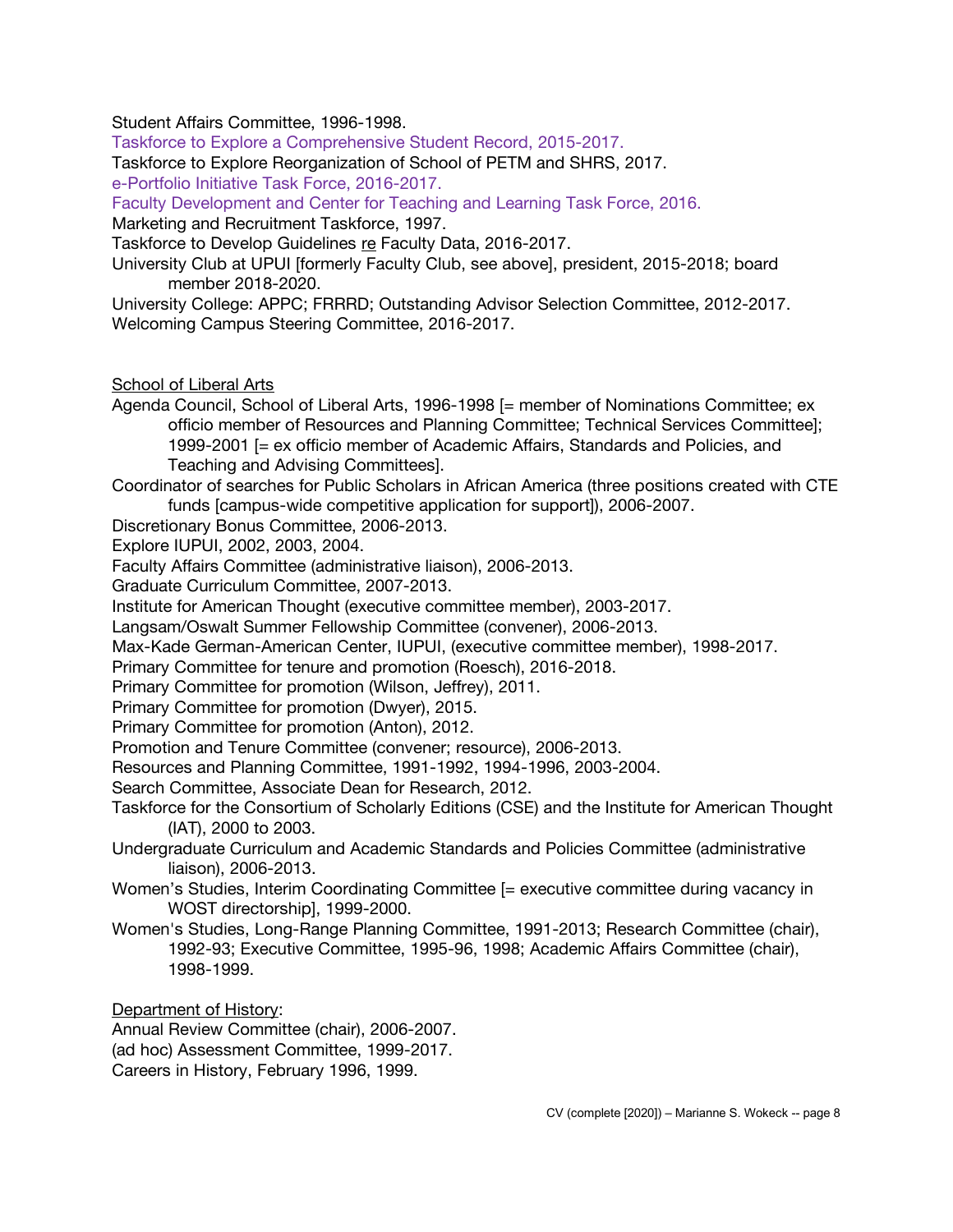Student Affairs Committee, 1996-1998.

Taskforce to Explore a Comprehensive Student Record, 2015-2017.

Taskforce to Explore Reorganization of School of PETM and SHRS, 2017.

e-Portfolio Initiative Task Force, 2016-2017.

Faculty Development and Center for Teaching and Learning Task Force, 2016.

Marketing and Recruitment Taskforce, 1997.

Taskforce to Develop Guidelines re Faculty Data, 2016-2017.

University Club at UPUI [formerly Faculty Club, see above], president, 2015-2018; board member 2018-2020.

University College: APPC; FRRRD; Outstanding Advisor Selection Committee, 2012-2017.

Welcoming Campus Steering Committee, 2016-2017.

School of Liberal Arts

Agenda Council, School of Liberal Arts, 1996-1998 [= member of Nominations Committee; ex officio member of Resources and Planning Committee; Technical Services Committee]; 1999-2001 [= ex officio member of Academic Affairs, Standards and Policies, and Teaching and Advising Committees].

Coordinator of searches for Public Scholars in African America (three positions created with CTE funds [campus-wide competitive application for support]), 2006-2007.

Discretionary Bonus Committee, 2006-2013.

Explore IUPUI, 2002, 2003, 2004.

Faculty Affairs Committee (administrative liaison), 2006-2013.

Graduate Curriculum Committee, 2007-2013.

Institute for American Thought (executive committee member), 2003-2017.

Langsam/Oswalt Summer Fellowship Committee (convener), 2006-2013.

Max-Kade German-American Center, IUPUI, (executive committee member), 1998-2017.

Primary Committee for tenure and promotion (Roesch), 2016-2018.

Primary Committee for promotion (Wilson, Jeffrey), 2011.

Primary Committee for promotion (Dwyer), 2015.

Primary Committee for promotion (Anton), 2012.

Promotion and Tenure Committee (convener; resource), 2006-2013.

Resources and Planning Committee, 1991-1992, 1994-1996, 2003-2004.

Search Committee, Associate Dean for Research, 2012.

Taskforce for the Consortium of Scholarly Editions (CSE) and the Institute for American Thought (IAT), 2000 to 2003.

Undergraduate Curriculum and Academic Standards and Policies Committee (administrative liaison), 2006-2013.

Women's Studies, Interim Coordinating Committee [= executive committee during vacancy in WOST directorship], 1999-2000.

Women's Studies, Long-Range Planning Committee, 1991-2013; Research Committee (chair), 1992-93; Executive Committee, 1995-96, 1998; Academic Affairs Committee (chair), 1998-1999.

Department of History:

Annual Review Committee (chair), 2006-2007.

(ad hoc) Assessment Committee, 1999-2017.

Careers in History, February 1996, 1999.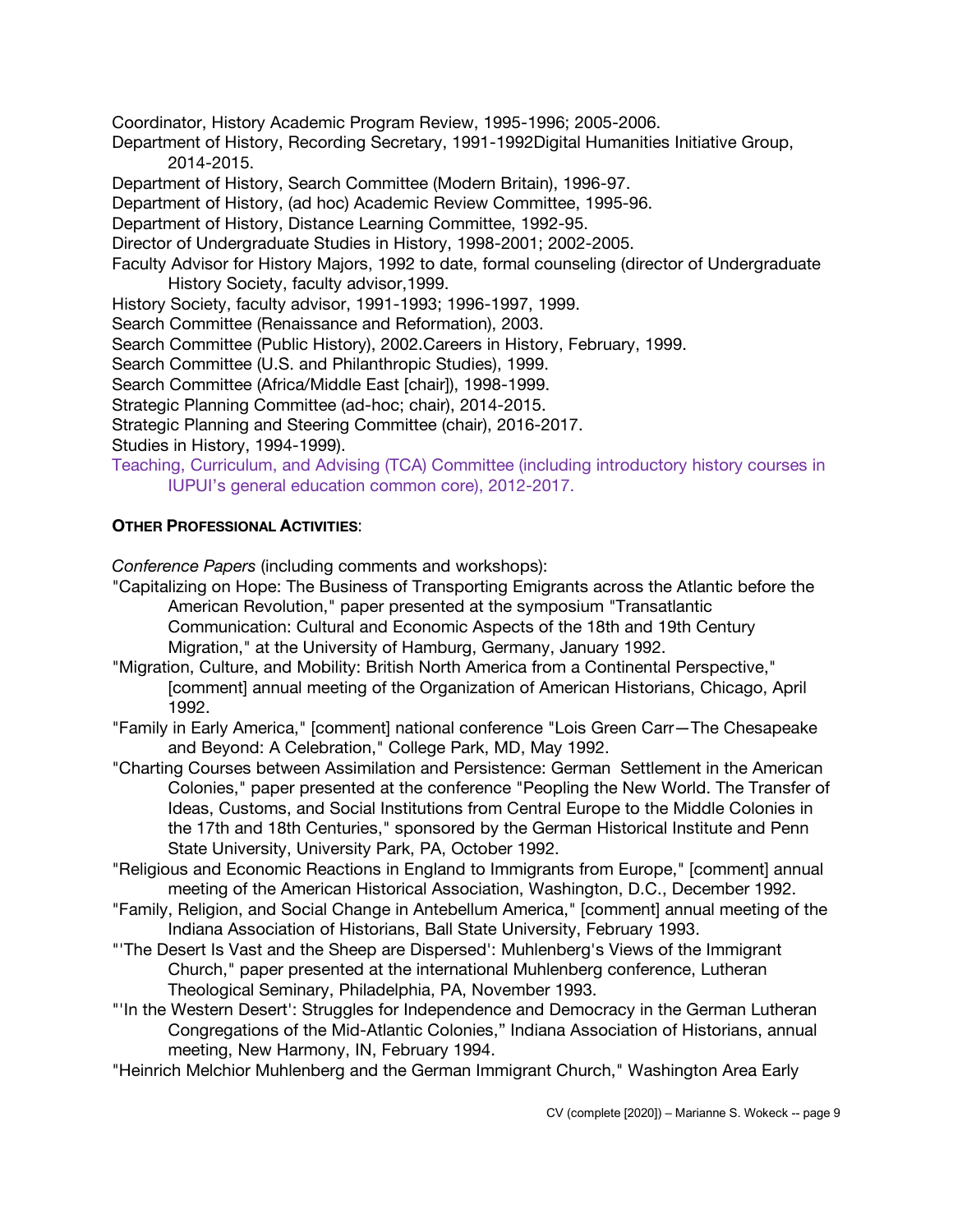Coordinator, History Academic Program Review, 1995-1996; 2005-2006.

Department of History, Recording Secretary, 1991-1992Digital Humanities Initiative Group, 2014-2015.

Department of History, Search Committee (Modern Britain), 1996-97.

Department of History, (ad hoc) Academic Review Committee, 1995-96.

Department of History, Distance Learning Committee, 1992-95.

Director of Undergraduate Studies in History, 1998-2001; 2002-2005.

Faculty Advisor for History Majors, 1992 to date, formal counseling (director of Undergraduate History Society, faculty advisor,1999.

History Society, faculty advisor, 1991-1993; 1996-1997, 1999.

Search Committee (Renaissance and Reformation), 2003.

Search Committee (Public History), 2002.Careers in History, February, 1999.

Search Committee (U.S. and Philanthropic Studies), 1999.

Search Committee (Africa/Middle East [chair]), 1998-1999.

Strategic Planning Committee (ad-hoc; chair), 2014-2015.

Strategic Planning and Steering Committee (chair), 2016-2017.

Studies in History, 1994-1999).

Teaching, Curriculum, and Advising (TCA) Committee (including introductory history courses in IUPUI's general education common core), 2012-2017.

**OTHER PROFESSIONAL ACTIVITIES**:

*Conference Papers* (including comments and workshops):

"Capitalizing on Hope: The Business of Transporting Emigrants across the Atlantic before the American Revolution," paper presented at the symposium "Transatlantic Communication: Cultural and Economic Aspects of the 18th and 19th Century Migration," at the University of Hamburg, Germany, January 1992.

"Migration, Culture, and Mobility: British North America from a Continental Perspective," [comment] annual meeting of the Organization of American Historians, Chicago, April 1992.

"Family in Early America," [comment] national conference "Lois Green Carr—The Chesapeake and Beyond: A Celebration," College Park, MD, May 1992.

"Charting Courses between Assimilation and Persistence: German Settlement in the American Colonies," paper presented at the conference "Peopling the New World. The Transfer of Ideas, Customs, and Social Institutions from Central Europe to the Middle Colonies in the 17th and 18th Centuries," sponsored by the German Historical Institute and Penn State University, University Park, PA, October 1992.

"Religious and Economic Reactions in England to Immigrants from Europe," [comment] annual meeting of the American Historical Association, Washington, D.C., December 1992.

"Family, Religion, and Social Change in Antebellum America," [comment] annual meeting of the Indiana Association of Historians, Ball State University, February 1993.

"'The Desert Is Vast and the Sheep are Dispersed': Muhlenberg's Views of the Immigrant Church," paper presented at the international Muhlenberg conference, Lutheran Theological Seminary, Philadelphia, PA, November 1993.

"'In the Western Desert': Struggles for Independence and Democracy in the German Lutheran Congregations of the Mid-Atlantic Colonies," Indiana Association of Historians, annual meeting, New Harmony, IN, February 1994.

"Heinrich Melchior Muhlenberg and the German Immigrant Church," Washington Area Early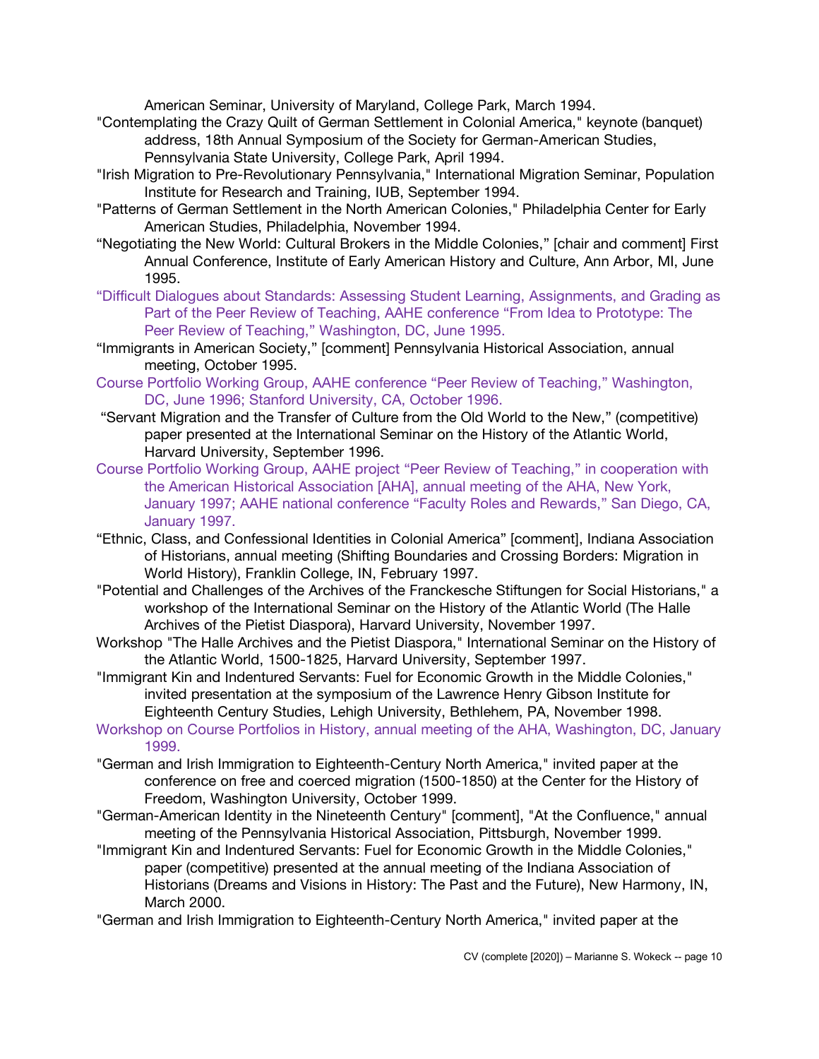American Seminar, University of Maryland, College Park, March 1994.

"Contemplating the Crazy Quilt of German Settlement in Colonial America," keynote (banquet) address, 18th Annual Symposium of the Society for German-American Studies, Pennsylvania State University, College Park, April 1994.

"Irish Migration to Pre-Revolutionary Pennsylvania," International Migration Seminar, Population Institute for Research and Training, IUB, September 1994.

"Patterns of German Settlement in the North American Colonies," Philadelphia Center for Early American Studies, Philadelphia, November 1994.

"Negotiating the New World: Cultural Brokers in the Middle Colonies," [chair and comment] First Annual Conference, Institute of Early American History and Culture, Ann Arbor, MI, June 1995.

"Difficult Dialogues about Standards: Assessing Student Learning, Assignments, and Grading as Part of the Peer Review of Teaching, AAHE conference "From Idea to Prototype: The Peer Review of Teaching," Washington, DC, June 1995.

"Immigrants in American Society," [comment] Pennsylvania Historical Association, annual meeting, October 1995.

Course Portfolio Working Group, AAHE conference "Peer Review of Teaching," Washington, DC, June 1996; Stanford University, CA, October 1996.

"Servant Migration and the Transfer of Culture from the Old World to the New," (competitive) paper presented at the International Seminar on the History of the Atlantic World, Harvard University, September 1996.

Course Portfolio Working Group, AAHE project "Peer Review of Teaching," in cooperation with the American Historical Association [AHA], annual meeting of the AHA, New York, January 1997; AAHE national conference "Faculty Roles and Rewards," San Diego, CA, January 1997.

"Ethnic, Class, and Confessional Identities in Colonial America" [comment], Indiana Association of Historians, annual meeting (Shifting Boundaries and Crossing Borders: Migration in World History), Franklin College, IN, February 1997.

"Potential and Challenges of the Archives of the Franckesche Stiftungen for Social Historians," a workshop of the International Seminar on the History of the Atlantic World (The Halle Archives of the Pietist Diaspora), Harvard University, November 1997.

Workshop "The Halle Archives and the Pietist Diaspora," International Seminar on the History of the Atlantic World, 1500-1825, Harvard University, September 1997.

"Immigrant Kin and Indentured Servants: Fuel for Economic Growth in the Middle Colonies," invited presentation at the symposium of the Lawrence Henry Gibson Institute for Eighteenth Century Studies, Lehigh University, Bethlehem, PA, November 1998.

Workshop on Course Portfolios in History, annual meeting of the AHA, Washington, DC, January 1999.

"German and Irish Immigration to Eighteenth-Century North America," invited paper at the conference on free and coerced migration (1500-1850) at the Center for the History of Freedom, Washington University, October 1999.

"German-American Identity in the Nineteenth Century" [comment], "At the Confluence," annual meeting of the Pennsylvania Historical Association, Pittsburgh, November 1999.

"Immigrant Kin and Indentured Servants: Fuel for Economic Growth in the Middle Colonies," paper (competitive) presented at the annual meeting of the Indiana Association of Historians (Dreams and Visions in History: The Past and the Future), New Harmony, IN, March 2000.

"German and Irish Immigration to Eighteenth-Century North America," invited paper at the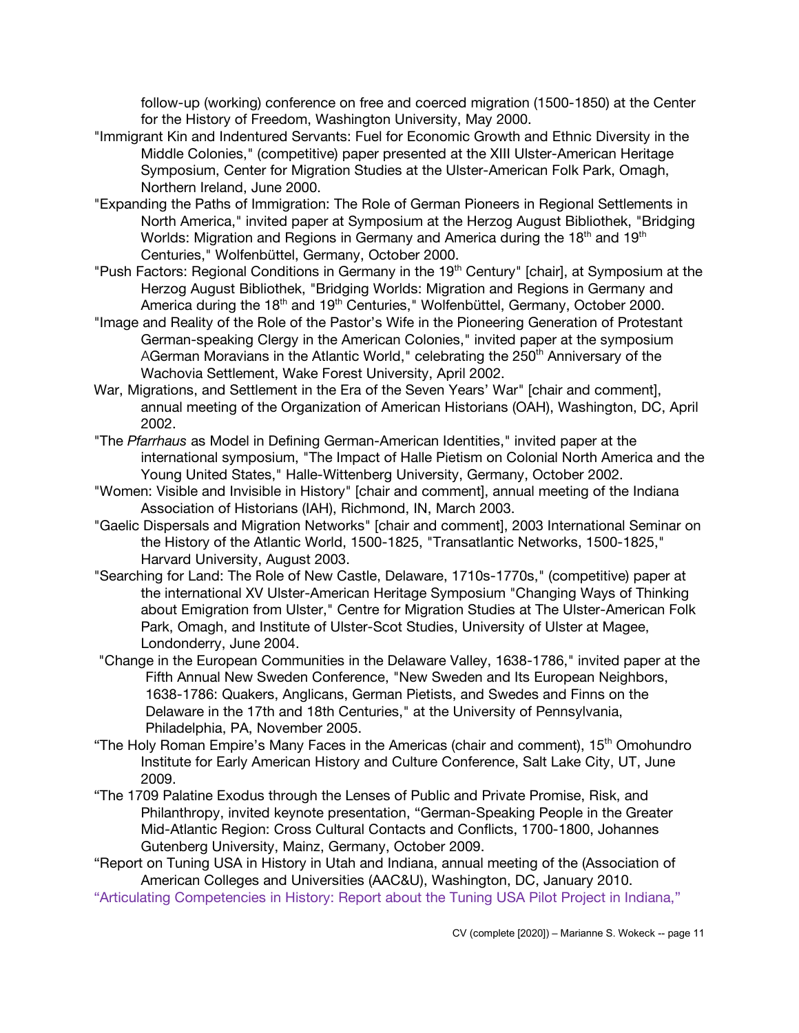follow-up (working) conference on free and coerced migration (1500-1850) at the Center for the History of Freedom, Washington University, May 2000.

"Immigrant Kin and Indentured Servants: Fuel for Economic Growth and Ethnic Diversity in the Middle Colonies," (competitive) paper presented at the XIII Ulster-American Heritage Symposium, Center for Migration Studies at the Ulster-American Folk Park, Omagh, Northern Ireland, June 2000.

"Expanding the Paths of Immigration: The Role of German Pioneers in Regional Settlements in North America," invited paper at Symposium at the Herzog August Bibliothek, "Bridging Worlds: Migration and Regions in Germany and America during the 18th and 19th Centuries," Wolfenbüttel, Germany, October 2000.

"Push Factors: Regional Conditions in Germany in the 19th Century" [chair], at Symposium at the Herzog August Bibliothek, "Bridging Worlds: Migration and Regions in Germany and America during the 18th and 19th Centuries," Wolfenbüttel, Germany, October 2000.

"Image and Reality of the Role of the Pastor's Wife in the Pioneering Generation of Protestant German-speaking Clergy in the American Colonies," invited paper at the symposium AGerman Moravians in the Atlantic World," celebrating the 250th Anniversary of the Wachovia Settlement, Wake Forest University, April 2002.

War, Migrations, and Settlement in the Era of the Seven Years' War" [chair and comment], annual meeting of the Organization of American Historians (OAH), Washington, DC, April 2002.

"The *Pfarrhaus* as Model in Defining German-American Identities," invited paper at the international symposium, "The Impact of Halle Pietism on Colonial North America and the Young United States," Halle-Wittenberg University, Germany, October 2002.

"Women: Visible and Invisible in History" [chair and comment], annual meeting of the Indiana Association of Historians (IAH), Richmond, IN, March 2003.

"Gaelic Dispersals and Migration Networks" [chair and comment], 2003 International Seminar on the History of the Atlantic World, 1500-1825, "Transatlantic Networks, 1500-1825," Harvard University, August 2003.

"Searching for Land: The Role of New Castle, Delaware, 1710s-1770s," (competitive) paper at the international XV Ulster-American Heritage Symposium "Changing Ways of Thinking about Emigration from Ulster," Centre for Migration Studies at The Ulster-American Folk Park, Omagh, and Institute of Ulster-Scot Studies, University of Ulster at Magee, Londonderry, June 2004.

"Change in the European Communities in the Delaware Valley, 1638-1786," invited paper at the Fifth Annual New Sweden Conference, "New Sweden and Its European Neighbors, 1638-1786: Quakers, Anglicans, German Pietists, and Swedes and Finns on the Delaware in the 17th and 18th Centuries," at the University of Pennsylvania, Philadelphia, PA, November 2005.

"The Holy Roman Empire's Many Faces in the Americas (chair and comment), 15th Omohundro Institute for Early American History and Culture Conference, Salt Lake City, UT, June 2009.

"The 1709 Palatine Exodus through the Lenses of Public and Private Promise, Risk, and Philanthropy, invited keynote presentation, "German-Speaking People in the Greater Mid-Atlantic Region: Cross Cultural Contacts and Conflicts, 1700-1800, Johannes Gutenberg University, Mainz, Germany, October 2009.

"Report on Tuning USA in History in Utah and Indiana, annual meeting of the (Association of American Colleges and Universities (AAC&U), Washington, DC, January 2010.

"Articulating Competencies in History: Report about the Tuning USA Pilot Project in Indiana,"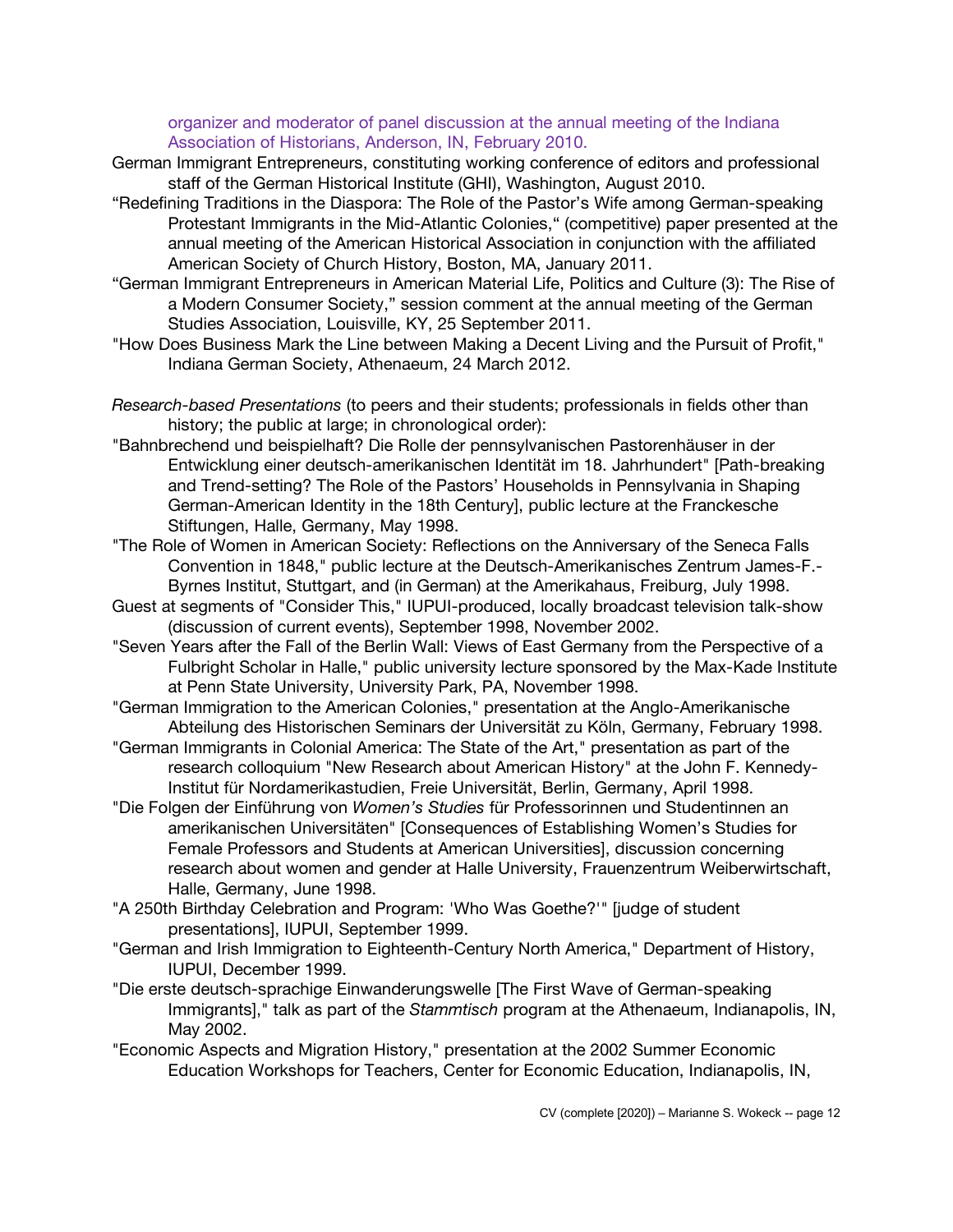organizer and moderator of panel discussion at the annual meeting of the Indiana Association of Historians, Anderson, IN, February 2010.

German Immigrant Entrepreneurs, constituting working conference of editors and professional staff of the German Historical Institute (GHI), Washington, August 2010.

"Redefining Traditions in the Diaspora: The Role of the Pastor's Wife among German-speaking Protestant Immigrants in the Mid-Atlantic Colonies," (competitive) paper presented at the annual meeting of the American Historical Association in conjunction with the affiliated American Society of Church History, Boston, MA, January 2011.

"German Immigrant Entrepreneurs in American Material Life, Politics and Culture (3): The Rise of a Modern Consumer Society," session comment at the annual meeting of the German Studies Association, Louisville, KY, 25 September 2011.

"How Does Business Mark the Line between Making a Decent Living and the Pursuit of Profit," Indiana German Society, Athenaeum, 24 March 2012.

*Research-based Presentations* (to peers and their students; professionals in fields other than history; the public at large; in chronological order):

"Bahnbrechend und beispielhaft? Die Rolle der pennsylvanischen Pastorenhäuser in der Entwicklung einer deutsch-amerikanischen Identität im 18. Jahrhundert" [Path-breaking and Trend-setting? The Role of the Pastors' Households in Pennsylvania in Shaping German-American Identity in the 18th Century], public lecture at the Franckesche Stiftungen, Halle, Germany, May 1998.

"The Role of Women in American Society: Reflections on the Anniversary of the Seneca Falls Convention in 1848," public lecture at the Deutsch-Amerikanisches Zentrum James-F.-Byrnes Institut, Stuttgart, and (in German) at the Amerikahaus, Freiburg, July 1998.

Guest at segments of "Consider This," IUPUI-produced, locally broadcast television talk-show (discussion of current events), September 1998, November 2002.

"Seven Years after the Fall of the Berlin Wall: Views of East Germany from the Perspective of a Fulbright Scholar in Halle," public university lecture sponsored by the Max-Kade Institute at Penn State University, University Park, PA, November 1998.

"German Immigration to the American Colonies," presentation at the Anglo-Amerikanische Abteilung des Historischen Seminars der Universität zu Köln, Germany, February 1998.

"German Immigrants in Colonial America: The State of the Art," presentation as part of the research colloquium "New Research about American History" at the John F. Kennedy-Institut für Nordamerikastudien, Freie Universität, Berlin, Germany, April 1998.

"Die Folgen der Einführung von *Women's Studies* für Professorinnen und Studentinnen an amerikanischen Universitäten" [Consequences of Establishing Women's Studies for Female Professors and Students at American Universities], discussion concerning research about women and gender at Halle University, Frauenzentrum Weiberwirtschaft, Halle, Germany, June 1998.

"A 250th Birthday Celebration and Program: 'Who Was Goethe?'" [judge of student presentations], IUPUI, September 1999.

"German and Irish Immigration to Eighteenth-Century North America," Department of History, IUPUI, December 1999.

"Die erste deutsch-sprachige Einwanderungswelle [The First Wave of German-speaking Immigrants]," talk as part of the *Stammtisch* program at the Athenaeum, Indianapolis, IN, May 2002.

"Economic Aspects and Migration History," presentation at the 2002 Summer Economic Education Workshops for Teachers, Center for Economic Education, Indianapolis, IN,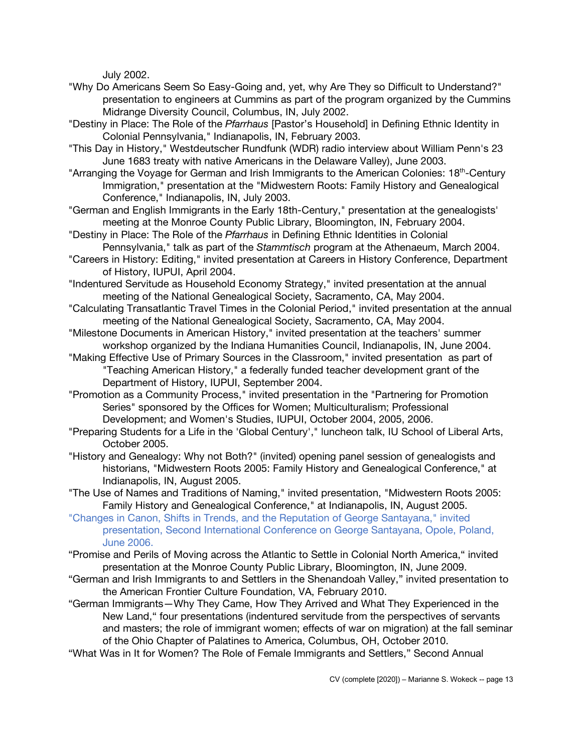July 2002.

"Why Do Americans Seem So Easy-Going and, yet, why Are They so Difficult to Understand?" presentation to engineers at Cummins as part of the program organized by the Cummins Midrange Diversity Council, Columbus, IN, July 2002.

"Destiny in Place: The Role of the *Pfarrhaus* [Pastor's Household] in Defining Ethnic Identity in Colonial Pennsylvania," Indianapolis, IN, February 2003.

"This Day in History," Westdeutscher Rundfunk (WDR) radio interview about William Penn's 23 June 1683 treaty with native Americans in the Delaware Valley), June 2003.

"Arranging the Voyage for German and Irish Immigrants to the American Colonies: 18th-Century Immigration," presentation at the "Midwestern Roots: Family History and Genealogical Conference," Indianapolis, IN, July 2003.

"German and English Immigrants in the Early 18th-Century," presentation at the genealogists' meeting at the Monroe County Public Library, Bloomington, IN, February 2004.

"Destiny in Place: The Role of the *Pfarrhaus* in Defining Ethnic Identities in Colonial Pennsylvania," talk as part of the *Stammtisch* program at the Athenaeum, March 2004.

"Careers in History: Editing," invited presentation at Careers in History Conference, Department of History, IUPUI, April 2004.

"Indentured Servitude as Household Economy Strategy," invited presentation at the annual meeting of the National Genealogical Society, Sacramento, CA, May 2004.

"Calculating Transatlantic Travel Times in the Colonial Period," invited presentation at the annual meeting of the National Genealogical Society, Sacramento, CA, May 2004.

"Milestone Documents in American History," invited presentation at the teachers' summer workshop organized by the Indiana Humanities Council, Indianapolis, IN, June 2004.

"Making Effective Use of Primary Sources in the Classroom," invited presentation as part of "Teaching American History," a federally funded teacher development grant of the Department of History, IUPUI, September 2004.

"Promotion as a Community Process," invited presentation in the "Partnering for Promotion Series" sponsored by the Offices for Women; Multiculturalism; Professional Development; and Women's Studies, IUPUI, October 2004, 2005, 2006.

"Preparing Students for a Life in the 'Global Century'," luncheon talk, IU School of Liberal Arts, October 2005.

"History and Genealogy: Why not Both?" (invited) opening panel session of genealogists and historians, "Midwestern Roots 2005: Family History and Genealogical Conference," at Indianapolis, IN, August 2005.

"The Use of Names and Traditions of Naming," invited presentation, "Midwestern Roots 2005: Family History and Genealogical Conference," at Indianapolis, IN, August 2005.

"Changes in Canon, Shifts in Trends, and the Reputation of George Santayana," invited presentation, Second International Conference on George Santayana, Opole, Poland, June 2006.

"Promise and Perils of Moving across the Atlantic to Settle in Colonial North America," invited presentation at the Monroe County Public Library, Bloomington, IN, June 2009.

"German and Irish Immigrants to and Settlers in the Shenandoah Valley," invited presentation to the American Frontier Culture Foundation, VA, February 2010.

"German Immigrants—Why They Came, How They Arrived and What They Experienced in the New Land," four presentations (indentured servitude from the perspectives of servants and masters; the role of immigrant women; effects of war on migration) at the fall seminar of the Ohio Chapter of Palatines to America, Columbus, OH, October 2010.

"What Was in It for Women? The Role of Female Immigrants and Settlers," Second Annual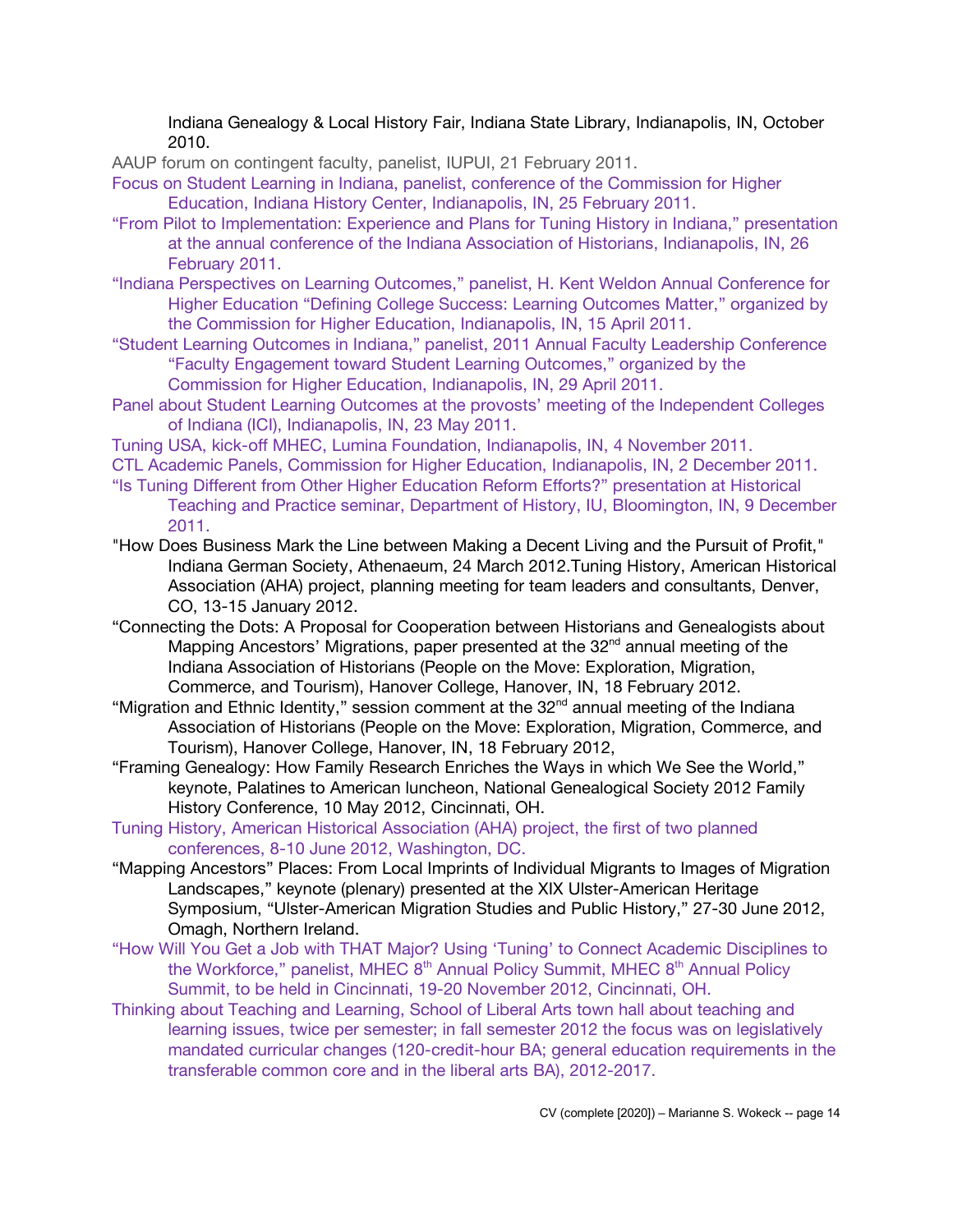Indiana Genealogy & Local History Fair, Indiana State Library, Indianapolis, IN, October 2010.

AAUP forum on contingent faculty, panelist, IUPUI, 21 February 2011.

Focus on Student Learning in Indiana, panelist, conference of the Commission for Higher Education, Indiana History Center, Indianapolis, IN, 25 February 2011.

“From Pilot to Implementation: Experience and Plans for Tuning History in Indiana,” presentation at the annual conference of the Indiana Association of Historians, Indianapolis, IN, 26 February 2011.

“Indiana Perspectives on Learning Outcomes,” panelist, H. Kent Weldon Annual Conference for Higher Education “Defining College Success: Learning Outcomes Matter,” organized by the Commission for Higher Education, Indianapolis, IN, 15 April 2011.

“Student Learning Outcomes in Indiana,” panelist, 2011 Annual Faculty Leadership Conference “Faculty Engagement toward Student Learning Outcomes,” organized by the Commission for Higher Education, Indianapolis, IN, 29 April 2011.

Panel about Student Learning Outcomes at the provosts’ meeting of the Independent Colleges of Indiana (ICI), Indianapolis, IN, 23 May 2011.

Tuning USA, kick-off MHEC, Lumina Foundation, Indianapolis, IN, 4 November 2011.

CTL Academic Panels, Commission for Higher Education, Indianapolis, IN, 2 December 2011.

“Is Tuning Different from Other Higher Education Reform Efforts?” presentation at Historical Teaching and Practice seminar, Department of History, IU, Bloomington, IN, 9 December 2011.

"How Does Business Mark the Line between Making a Decent Living and the Pursuit of Profit," Indiana German Society, Athenaeum, 24 March 2012.Tuning History, American Historical Association (AHA) project, planning meeting for team leaders and consultants, Denver, CO, 13-15 January 2012.

“Connecting the Dots: A Proposal for Cooperation between Historians and Genealogists about Mapping Ancestors’ Migrations, paper presented at the 32nd annual meeting of the Indiana Association of Historians (People on the Move: Exploration, Migration, Commerce, and Tourism), Hanover College, Hanover, IN, 18 February 2012.

“Migration and Ethnic Identity,” session comment at the 32nd annual meeting of the Indiana Association of Historians (People on the Move: Exploration, Migration, Commerce, and Tourism), Hanover College, Hanover, IN, 18 February 2012,

“Framing Genealogy: How Family Research Enriches the Ways in which We See the World,” keynote, Palatines to American luncheon, National Genealogical Society 2012 Family History Conference, 10 May 2012, Cincinnati, OH.

Tuning History, American Historical Association (AHA) project, the first of two planned conferences, 8-10 June 2012, Washington, DC.

“Mapping Ancestors” Places: From Local Imprints of Individual Migrants to Images of Migration Landscapes,” keynote (plenary) presented at the XIX Ulster-American Heritage Symposium, “Ulster-American Migration Studies and Public History,” 27-30 June 2012, Omagh, Northern Ireland.

“How Will You Get a Job with THAT Major? Using ‘Tuning’ to Connect Academic Disciplines to the Workforce,” panelist, MHEC 8th Annual Policy Summit, MHEC 8th Annual Policy Summit, to be held in Cincinnati, 19-20 November 2012, Cincinnati, OH.

Thinking about Teaching and Learning, School of Liberal Arts town hall about teaching and learning issues, twice per semester; in fall semester 2012 the focus was on legislatively mandated curricular changes (120-credit-hour BA; general education requirements in the transferable common core and in the liberal arts BA), 2012-2017.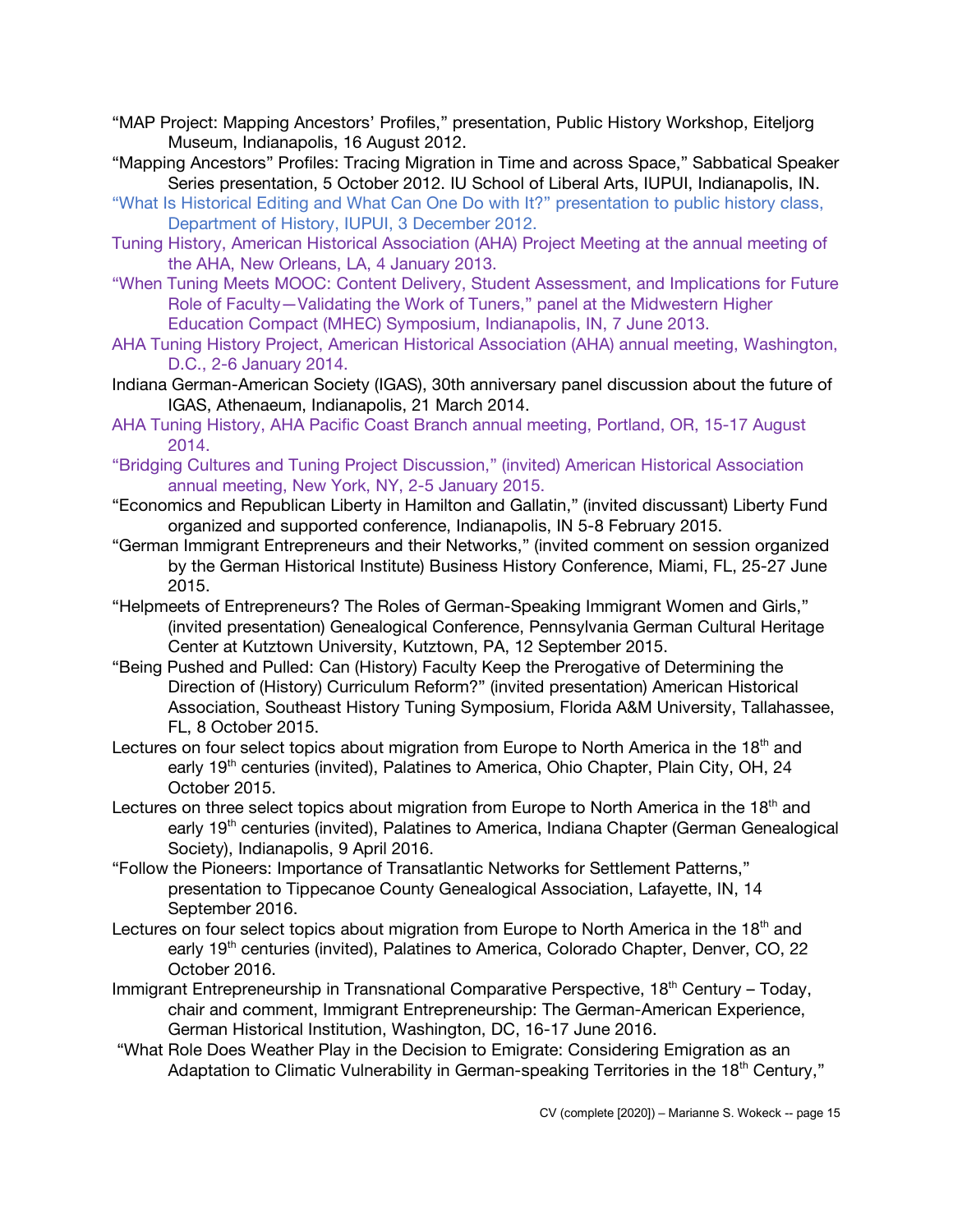"MAP Project: Mapping Ancestors' Profiles," presentation, Public History Workshop, Eiteljorg Museum, Indianapolis, 16 August 2012.

"Mapping Ancestors" Profiles: Tracing Migration in Time and across Space," Sabbatical Speaker Series presentation, 5 October 2012. IU School of Liberal Arts, IUPUI, Indianapolis, IN.

"What Is Historical Editing and What Can One Do with It?" presentation to public history class, Department of History, IUPUI, 3 December 2012.

Tuning History, American Historical Association (AHA) Project Meeting at the annual meeting of the AHA, New Orleans, LA, 4 January 2013.

"When Tuning Meets MOOC: Content Delivery, Student Assessment, and Implications for Future Role of Faculty—Validating the Work of Tuners," panel at the Midwestern Higher Education Compact (MHEC) Symposium, Indianapolis, IN, 7 June 2013.

AHA Tuning History Project, American Historical Association (AHA) annual meeting, Washington, D.C., 2-6 January 2014.

Indiana German-American Society (IGAS), 30th anniversary panel discussion about the future of IGAS, Athenaeum, Indianapolis, 21 March 2014.

AHA Tuning History, AHA Pacific Coast Branch annual meeting, Portland, OR, 15-17 August 2014.

"Bridging Cultures and Tuning Project Discussion," (invited) American Historical Association annual meeting, New York, NY, 2-5 January 2015.

"Economics and Republican Liberty in Hamilton and Gallatin," (invited discussant) Liberty Fund organized and supported conference, Indianapolis, IN 5-8 February 2015.

"German Immigrant Entrepreneurs and their Networks," (invited comment on session organized by the German Historical Institute) Business History Conference, Miami, FL, 25-27 June 2015.

"Helpmeets of Entrepreneurs? The Roles of German-Speaking Immigrant Women and Girls," (invited presentation) Genealogical Conference, Pennsylvania German Cultural Heritage Center at Kutztown University, Kutztown, PA, 12 September 2015.

"Being Pushed and Pulled: Can (History) Faculty Keep the Prerogative of Determining the Direction of (History) Curriculum Reform?" (invited presentation) American Historical Association, Southeast History Tuning Symposium, Florida A&M University, Tallahassee, FL, 8 October 2015.

Lectures on four select topics about migration from Europe to North America in the 18th and early 19th centuries (invited), Palatines to America, Ohio Chapter, Plain City, OH, 24 October 2015.

Lectures on three select topics about migration from Europe to North America in the 18th and early 19th centuries (invited), Palatines to America, Indiana Chapter (German Genealogical Society), Indianapolis, 9 April 2016.

"Follow the Pioneers: Importance of Transatlantic Networks for Settlement Patterns," presentation to Tippecanoe County Genealogical Association, Lafayette, IN, 14 September 2016.

Lectures on four select topics about migration from Europe to North America in the 18th and early 19th centuries (invited), Palatines to America, Colorado Chapter, Denver, CO, 22 October 2016.

Immigrant Entrepreneurship in Transnational Comparative Perspective, 18th Century – Today, chair and comment, Immigrant Entrepreneurship: The German-American Experience, German Historical Institution, Washington, DC, 16-17 June 2016.

"What Role Does Weather Play in the Decision to Emigrate: Considering Emigration as an Adaptation to Climatic Vulnerability in German-speaking Territories in the 18th Century,"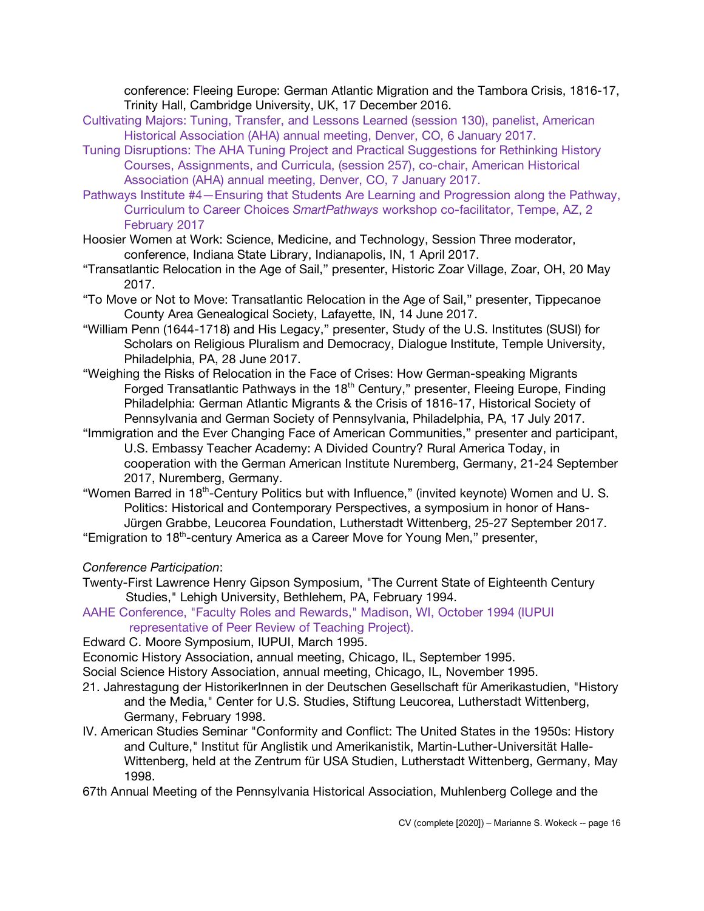conference: Fleeing Europe: German Atlantic Migration and the Tambora Crisis, 1816-17, Trinity Hall, Cambridge University, UK, 17 December 2016.

Cultivating Majors: Tuning, Transfer, and Lessons Learned (session 130), panelist, American Historical Association (AHA) annual meeting, Denver, CO, 6 January 2017.

Tuning Disruptions: The AHA Tuning Project and Practical Suggestions for Rethinking History Courses, Assignments, and Curricula, (session 257), co-chair, American Historical Association (AHA) annual meeting, Denver, CO, 7 January 2017.

Pathways Institute #4—Ensuring that Students Are Learning and Progression along the Pathway, Curriculum to Career Choices *SmartPathways* workshop co-facilitator, Tempe, AZ, 2 February 2017

Hoosier Women at Work: Science, Medicine, and Technology, Session Three moderator, conference, Indiana State Library, Indianapolis, IN, 1 April 2017.

"Transatlantic Relocation in the Age of Sail," presenter, Historic Zoar Village, Zoar, OH, 20 May 2017.

"To Move or Not to Move: Transatlantic Relocation in the Age of Sail," presenter, Tippecanoe County Area Genealogical Society, Lafayette, IN, 14 June 2017.

"William Penn (1644-1718) and His Legacy," presenter, Study of the U.S. Institutes (SUSI) for Scholars on Religious Pluralism and Democracy, Dialogue Institute, Temple University, Philadelphia, PA, 28 June 2017.

"Weighing the Risks of Relocation in the Face of Crises: How German-speaking Migrants Forged Transatlantic Pathways in the 18th Century," presenter, Fleeing Europe, Finding Philadelphia: German Atlantic Migrants & the Crisis of 1816-17, Historical Society of Pennsylvania and German Society of Pennsylvania, Philadelphia, PA, 17 July 2017.

"Immigration and the Ever Changing Face of American Communities," presenter and participant, U.S. Embassy Teacher Academy: A Divided Country? Rural America Today, in cooperation with the German American Institute Nuremberg, Germany, 21-24 September 2017, Nuremberg, Germany.

"Women Barred in 18th-Century Politics but with Influence," (invited keynote) Women and U. S. Politics: Historical and Contemporary Perspectives, a symposium in honor of Hans-Jürgen Grabbe, Leucorea Foundation, Lutherstadt Wittenberg, 25-27 September 2017.

"Emigration to 18th-century America as a Career Move for Young Men," presenter,

*Conference Participation*:

Twenty-First Lawrence Henry Gipson Symposium, "The Current State of Eighteenth Century Studies," Lehigh University, Bethlehem, PA, February 1994.

AAHE Conference, "Faculty Roles and Rewards," Madison, WI, October 1994 (IUPUI representative of Peer Review of Teaching Project).

Edward C. Moore Symposium, IUPUI, March 1995.

Economic History Association, annual meeting, Chicago, IL, September 1995.

Social Science History Association, annual meeting, Chicago, IL, November 1995.

21. Jahrestagung der HistorikerInnen in der Deutschen Gesellschaft für Amerikastudien, "History and the Media," Center for U.S. Studies, Stiftung Leucorea, Lutherstadt Wittenberg, Germany, February 1998.

IV. American Studies Seminar "Conformity and Conflict: The United States in the 1950s: History and Culture," Institut für Anglistik und Amerikanistik, Martin-Luther-Universität Halle-Wittenberg, held at the Zentrum für USA Studien, Lutherstadt Wittenberg, Germany, May 1998.

67th Annual Meeting of the Pennsylvania Historical Association, Muhlenberg College and the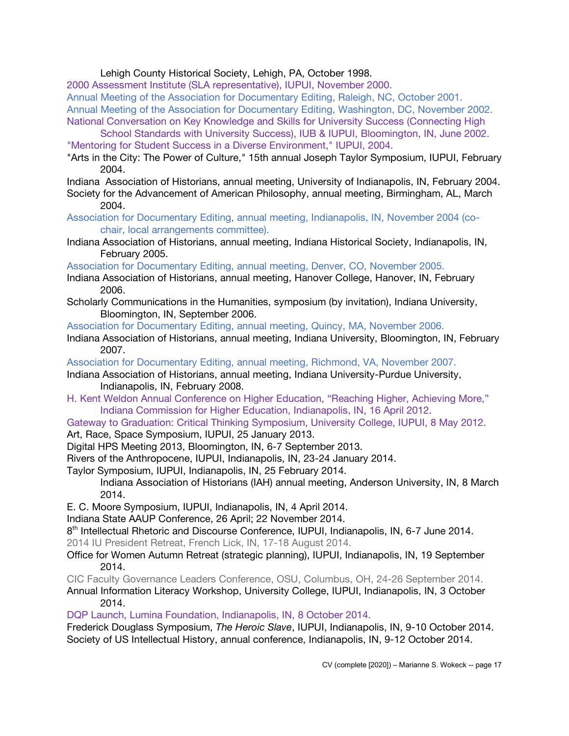Lehigh County Historical Society, Lehigh, PA, October 1998.

2000 Assessment Institute (SLA representative), IUPUI, November 2000.

Annual Meeting of the Association for Documentary Editing, Raleigh, NC, October 2001.

Annual Meeting of the Association for Documentary Editing, Washington, DC, November 2002.

National Conversation on Key Knowledge and Skills for University Success (Connecting High School Standards with University Success), IUB & IUPUI, Bloomington, IN, June 2002.

"Mentoring for Student Success in a Diverse Environment," IUPUI, 2004.

"Arts in the City: The Power of Culture," 15th annual Joseph Taylor Symposium, IUPUI, February 2004.

Indiana Association of Historians, annual meeting, University of Indianapolis, IN, February 2004.

Society for the Advancement of American Philosophy, annual meeting, Birmingham, AL, March 2004.

Association for Documentary Editing, annual meeting, Indianapolis, IN, November 2004 (co-chair, local arrangements committee).

Indiana Association of Historians, annual meeting, Indiana Historical Society, Indianapolis, IN, February 2005.

Association for Documentary Editing, annual meeting, Denver, CO, November 2005.

Indiana Association of Historians, annual meeting, Hanover College, Hanover, IN, February 2006.

Scholarly Communications in the Humanities, symposium (by invitation), Indiana University, Bloomington, IN, September 2006.

Association for Documentary Editing, annual meeting, Quincy, MA, November 2006.

Indiana Association of Historians, annual meeting, Indiana University, Bloomington, IN, February 2007.

Association for Documentary Editing, annual meeting, Richmond, VA, November 2007.

Indiana Association of Historians, annual meeting, Indiana University-Purdue University, Indianapolis, IN, February 2008.

H. Kent Weldon Annual Conference on Higher Education, "Reaching Higher, Achieving More," Indiana Commission for Higher Education, Indianapolis, IN, 16 April 2012.

Gateway to Graduation: Critical Thinking Symposium, University College, IUPUI, 8 May 2012.

Art, Race, Space Symposium, IUPUI, 25 January 2013.

Digital HPS Meeting 2013, Bloomington, IN, 6-7 September 2013.

Rivers of the Anthropocene, IUPUI, Indianapolis, IN, 23-24 January 2014.

Taylor Symposium, IUPUI, Indianapolis, IN, 25 February 2014.

Indiana Association of Historians (IAH) annual meeting, Anderson University, IN, 8 March 2014.

E. C. Moore Symposium, IUPUI, Indianapolis, IN, 4 April 2014.

Indiana State AAUP Conference, 26 April; 22 November 2014.

8th Intellectual Rhetoric and Discourse Conference, IUPUI, Indianapolis, IN, 6-7 June 2014.

2014 IU President Retreat, French Lick, IN, 17-18 August 2014.

Office for Women Autumn Retreat (strategic planning), IUPUI, Indianapolis, IN, 19 September 2014.

CIC Faculty Governance Leaders Conference, OSU, Columbus, OH, 24-26 September 2014.

Annual Information Literacy Workshop, University College, IUPUI, Indianapolis, IN, 3 October 2014.

DQP Launch, Lumina Foundation, Indianapolis, IN, 8 October 2014.

Frederick Douglass Symposium, *The Heroic Slave*, IUPUI, Indianapolis, IN, 9-10 October 2014.

Society of US Intellectual History, annual conference, Indianapolis, IN, 9-12 October 2014.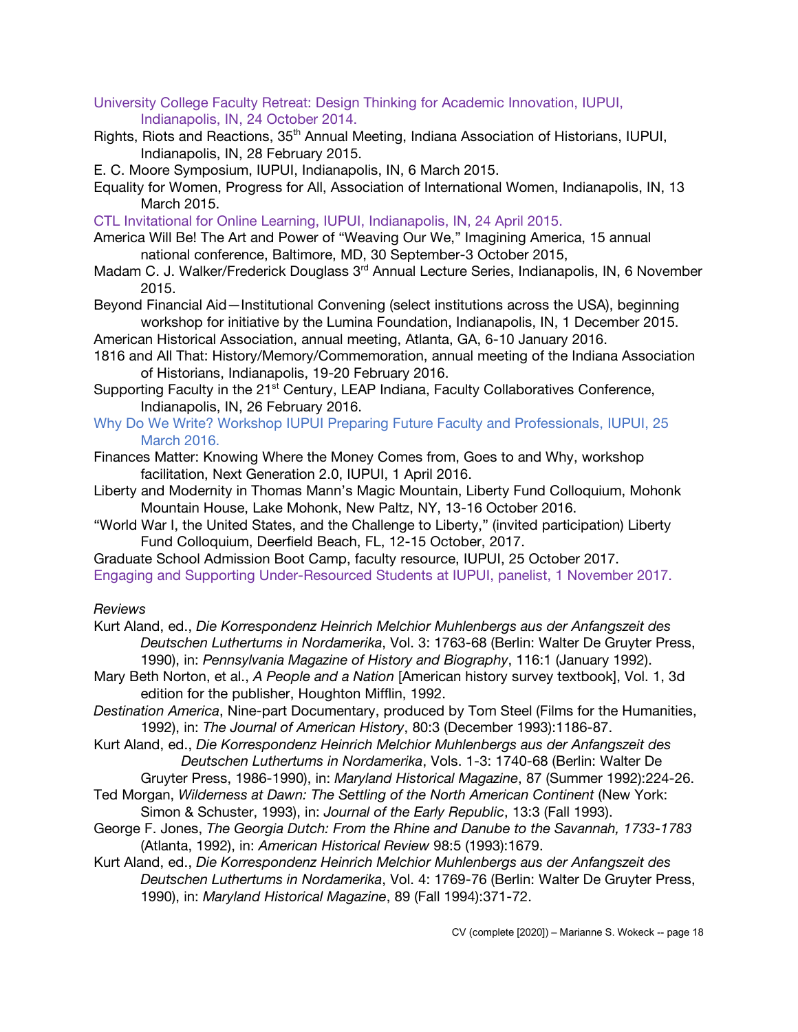University College Faculty Retreat: Design Thinking for Academic Innovation, IUPUI, Indianapolis, IN, 24 October 2014.

Rights, Riots and Reactions, 35th Annual Meeting, Indiana Association of Historians, IUPUI, Indianapolis, IN, 28 February 2015.

E. C. Moore Symposium, IUPUI, Indianapolis, IN, 6 March 2015.

Equality for Women, Progress for All, Association of International Women, Indianapolis, IN, 13 March 2015.

CTL Invitational for Online Learning, IUPUI, Indianapolis, IN, 24 April 2015.

America Will Be! The Art and Power of "Weaving Our We," Imagining America, 15 annual national conference, Baltimore, MD, 30 September-3 October 2015,

Madam C. J. Walker/Frederick Douglass 3rd Annual Lecture Series, Indianapolis, IN, 6 November 2015.

Beyond Financial Aid—Institutional Convening (select institutions across the USA), beginning workshop for initiative by the Lumina Foundation, Indianapolis, IN, 1 December 2015.

American Historical Association, annual meeting, Atlanta, GA, 6-10 January 2016.

1816 and All That: History/Memory/Commemoration, annual meeting of the Indiana Association of Historians, Indianapolis, 19-20 February 2016.

Supporting Faculty in the 21st Century, LEAP Indiana, Faculty Collaboratives Conference, Indianapolis, IN, 26 February 2016.

Why Do We Write? Workshop IUPUI Preparing Future Faculty and Professionals, IUPUI, 25 March 2016.

Finances Matter: Knowing Where the Money Comes from, Goes to and Why, workshop facilitation, Next Generation 2.0, IUPUI, 1 April 2016.

Liberty and Modernity in Thomas Mann's Magic Mountain, Liberty Fund Colloquium, Mohonk Mountain House, Lake Mohonk, New Paltz, NY, 13-16 October 2016.

"World War I, the United States, and the Challenge to Liberty," (invited participation) Liberty Fund Colloquium, Deerfield Beach, FL, 12-15 October, 2017.

Graduate School Admission Boot Camp, faculty resource, IUPUI, 25 October 2017.

Engaging and Supporting Under-Resourced Students at IUPUI, panelist, 1 November 2017.

*Reviews*

Kurt Aland, ed., *Die Korrespondenz Heinrich Melchior Muhlenbergs aus der Anfangszeit des Deutschen Luthertums in Nordamerika*, Vol. 3: 1763-68 (Berlin: Walter De Gruyter Press, 1990), in: *Pennsylvania Magazine of History and Biography*, 116:1 (January 1992).

Mary Beth Norton, et al., *A People and a Nation* [American history survey textbook], Vol. 1, 3d edition for the publisher, Houghton Mifflin, 1992.

*Destination America*, Nine-part Documentary, produced by Tom Steel (Films for the Humanities, 1992), in: *The Journal of American History*, 80:3 (December 1993):1186-87.

Kurt Aland, ed., *Die Korrespondenz Heinrich Melchior Muhlenbergs aus der Anfangszeit des Deutschen Luthertums in Nordamerika*, Vols. 1-3: 1740-68 (Berlin: Walter De Gruyter Press, 1986-1990), in: *Maryland Historical Magazine*, 87 (Summer 1992):224-26.

Ted Morgan, *Wilderness at Dawn: The Settling of the North American Continent* (New York: Simon & Schuster, 1993), in: *Journal of the Early Republic*, 13:3 (Fall 1993).

George F. Jones, *The Georgia Dutch: From the Rhine and Danube to the Savannah, 1733-1783* (Atlanta, 1992), in: *American Historical Review* 98:5 (1993):1679.

Kurt Aland, ed., *Die Korrespondenz Heinrich Melchior Muhlenbergs aus der Anfangszeit des Deutschen Luthertums in Nordamerika*, Vol. 4: 1769-76 (Berlin: Walter De Gruyter Press, 1990), in: *Maryland Historical Magazine*, 89 (Fall 1994):371-72.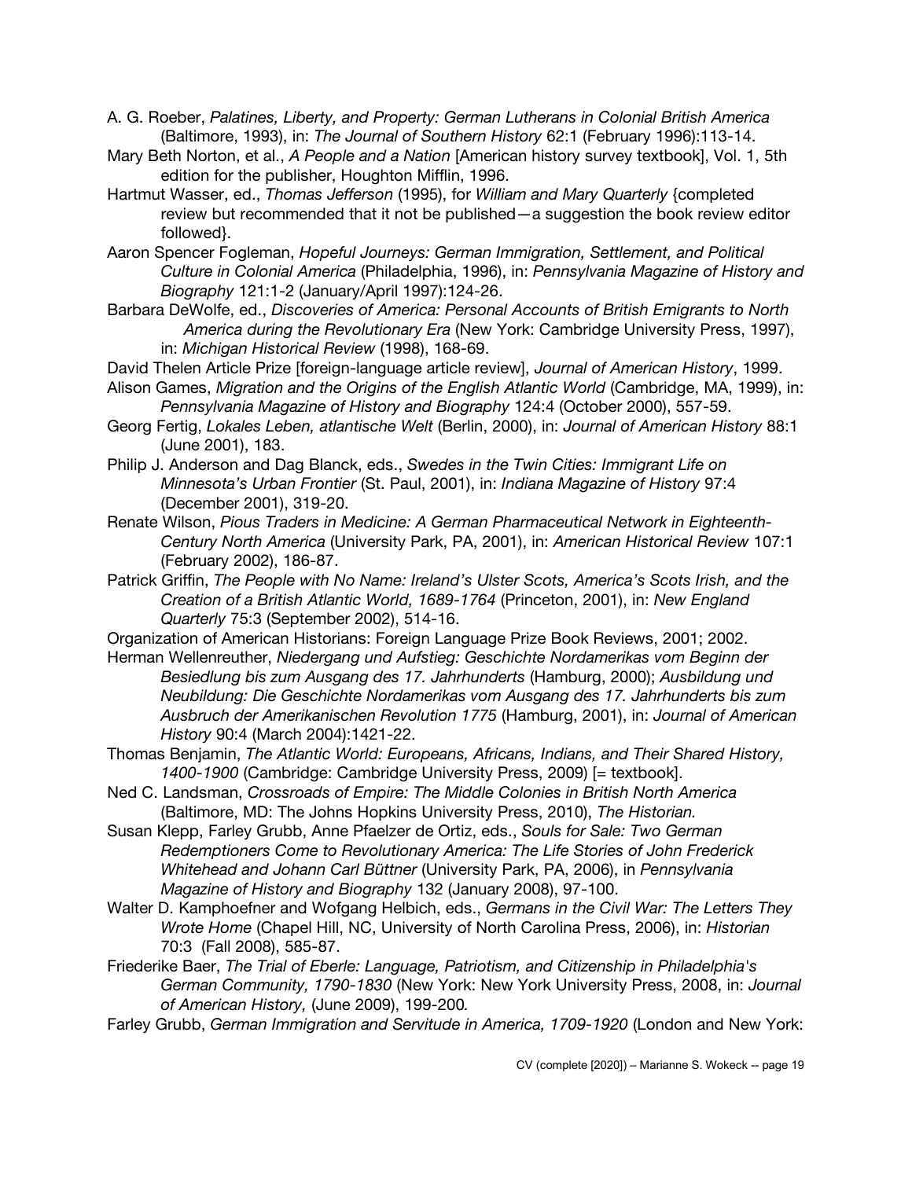A. G. Roeber, *Palatines, Liberty, and Property: German Lutherans in Colonial British America* (Baltimore, 1993), in: *The Journal of Southern History* 62:1 (February 1996):113-14.

Mary Beth Norton, et al., *A People and a Nation* [American history survey textbook], Vol. 1, 5th edition for the publisher, Houghton Mifflin, 1996.

Hartmut Wasser, ed., *Thomas Jefferson* (1995), for *William and Mary Quarterly* {completed review but recommended that it not be published—a suggestion the book review editor followed}.

Aaron Spencer Fogleman, *Hopeful Journeys: German Immigration, Settlement, and Political Culture in Colonial America* (Philadelphia, 1996), in: *Pennsylvania Magazine of History and Biography* 121:1-2 (January/April 1997):124-26.

Barbara DeWolfe, ed., *Discoveries of America: Personal Accounts of British Emigrants to North America during the Revolutionary Era* (New York: Cambridge University Press, 1997), in: *Michigan Historical Review* (1998), 168-69.

David Thelen Article Prize [foreign-language article review], *Journal of American History*, 1999.

Alison Games, *Migration and the Origins of the English Atlantic World* (Cambridge, MA, 1999), in: *Pennsylvania Magazine of History and Biography* 124:4 (October 2000), 557-59.

Georg Fertig, *Lokales Leben, atlantische Welt* (Berlin, 2000), in: *Journal of American History* 88:1 (June 2001), 183.

Philip J. Anderson and Dag Blanck, eds., *Swedes in the Twin Cities: Immigrant Life on Minnesota's Urban Frontier* (St. Paul, 2001), in: *Indiana Magazine of History* 97:4 (December 2001), 319-20.

Renate Wilson, *Pious Traders in Medicine: A German Pharmaceutical Network in Eighteenth-Century North America* (University Park, PA, 2001), in: *American Historical Review* 107:1 (February 2002), 186-87.

Patrick Griffin, *The People with No Name: Ireland's Ulster Scots, America's Scots Irish, and the Creation of a British Atlantic World, 1689-1764* (Princeton, 2001), in: *New England Quarterly* 75:3 (September 2002), 514-16.

Organization of American Historians: Foreign Language Prize Book Reviews, 2001; 2002.

Herman Wellenreuther, *Niedergang und Aufstieg: Geschichte Nordamerikas vom Beginn der Besiedlung bis zum Ausgang des 17. Jahrhunderts* (Hamburg, 2000); *Ausbildung und Neubildung: Die Geschichte Nordamerikas vom Ausgang des 17. Jahrhunderts bis zum Ausbruch der Amerikanischen Revolution 1775* (Hamburg, 2001), in: *Journal of American History* 90:4 (March 2004):1421-22.

Thomas Benjamin, *The Atlantic World: Europeans, Africans, Indians, and Their Shared History, 1400-1900* (Cambridge: Cambridge University Press, 2009) [= textbook].

Ned C. Landsman, *Crossroads of Empire: The Middle Colonies in British North America* (Baltimore, MD: The Johns Hopkins University Press, 2010), *The Historian.*

Susan Klepp, Farley Grubb, Anne Pfaelzer de Ortiz, eds., *Souls for Sale: Two German Redemptioners Come to Revolutionary America: The Life Stories of John Frederick Whitehead and Johann Carl Büttner* (University Park, PA, 2006), in *Pennsylvania Magazine of History and Biography* 132 (January 2008), 97-100.

Walter D. Kamphoefner and Wolfgang Helbich, eds., *Germans in the Civil War: The Letters They Wrote Home* (Chapel Hill, NC, University of North Carolina Press, 2006), in: *Historian* 70:3 (Fall 2008), 585-87.

Friederike Baer, *The Trial of Eberle: Language, Patriotism, and Citizenship in Philadelphia's German Community, 1790-1830* (New York: New York University Press, 2008, in: *Journal of American History,* (June 2009), 199-200*.*

Farley Grubb, *German Immigration and Servitude in America, 1709-1920* (London and New York: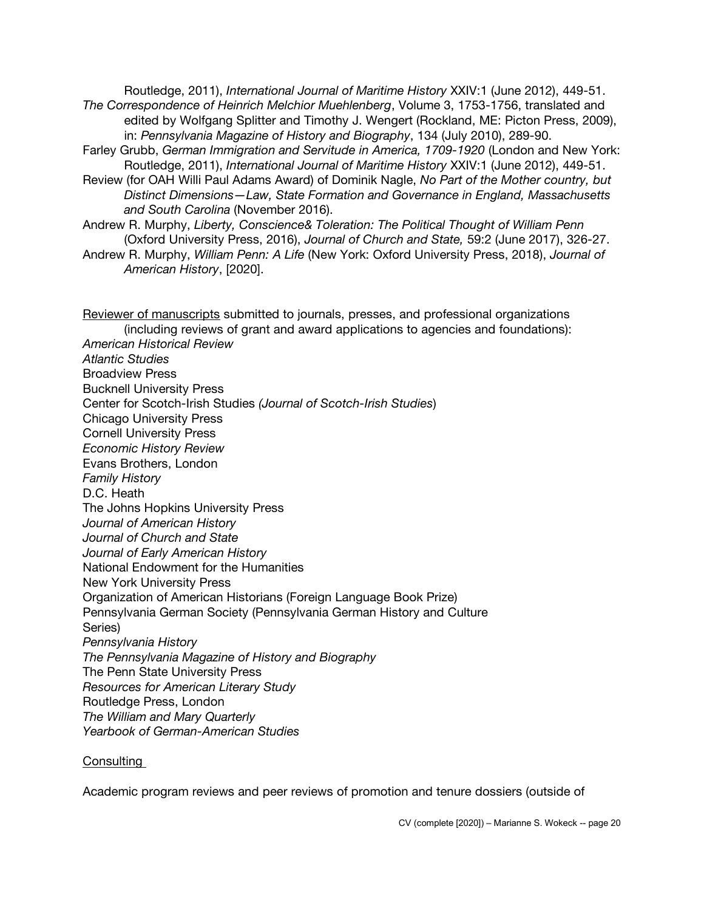Routledge, 2011), *International Journal of Maritime History* XXIV:1 (June 2012), 449-51.

*The Correspondence of Heinrich Melchior Muehlenberg*, Volume 3, 1753-1756, translated and edited by Wolfgang Splitter and Timothy J. Wengert (Rockland, ME: Picton Press, 2009), in: *Pennsylvania Magazine of History and Biography*, 134 (July 2010), 289-90.

Farley Grubb, *German Immigration and Servitude in America, 1709-1920* (London and New York: Routledge, 2011), *International Journal of Maritime History* XXIV:1 (June 2012), 449-51.

Review (for OAH Willi Paul Adams Award) of Dominik Nagle, *No Part of the Mother country, but Distinct Dimensions—Law, State Formation and Governance in England, Massachusetts and South Carolina* (November 2016).

Andrew R. Murphy, *Liberty, Conscience& Toleration: The Political Thought of William Penn* (Oxford University Press, 2016), *Journal of Church and State,* 59:2 (June 2017), 326-27.

Andrew R. Murphy, *William Penn: A Life* (New York: Oxford University Press, 2018), *Journal of American History*, [2020].

<u>Reviewer of manuscripts</u> submitted to journals, presses, and professional organizations (including reviews of grant and award applications to agencies and foundations):

*American Historical Review*
*Atlantic Studies*
Broadview Press
Bucknell University Press
Center for Scotch-Irish Studies *(Journal of Scotch-Irish Studies*)
Chicago University Press
Cornell University Press
*Economic History Review*
Evans Brothers, London
*Family History*
D.C. Heath
The Johns Hopkins University Press
*Journal of American History*
*Journal of Church and State*
*Journal of Early American History*
National Endowment for the Humanities
New York University Press
Organization of American Historians (Foreign Language Book Prize)
Pennsylvania German Society (Pennsylvania German History and Culture Series)
*Pennsylvania History*
*The Pennsylvania Magazine of History and Biography*
The Penn State University Press
*Resources for American Literary Study*
Routledge Press, London
*The William and Mary Quarterly*
*Yearbook of German-American Studies*

<u>Consulting</u>

Academic program reviews and peer reviews of promotion and tenure dossiers (outside of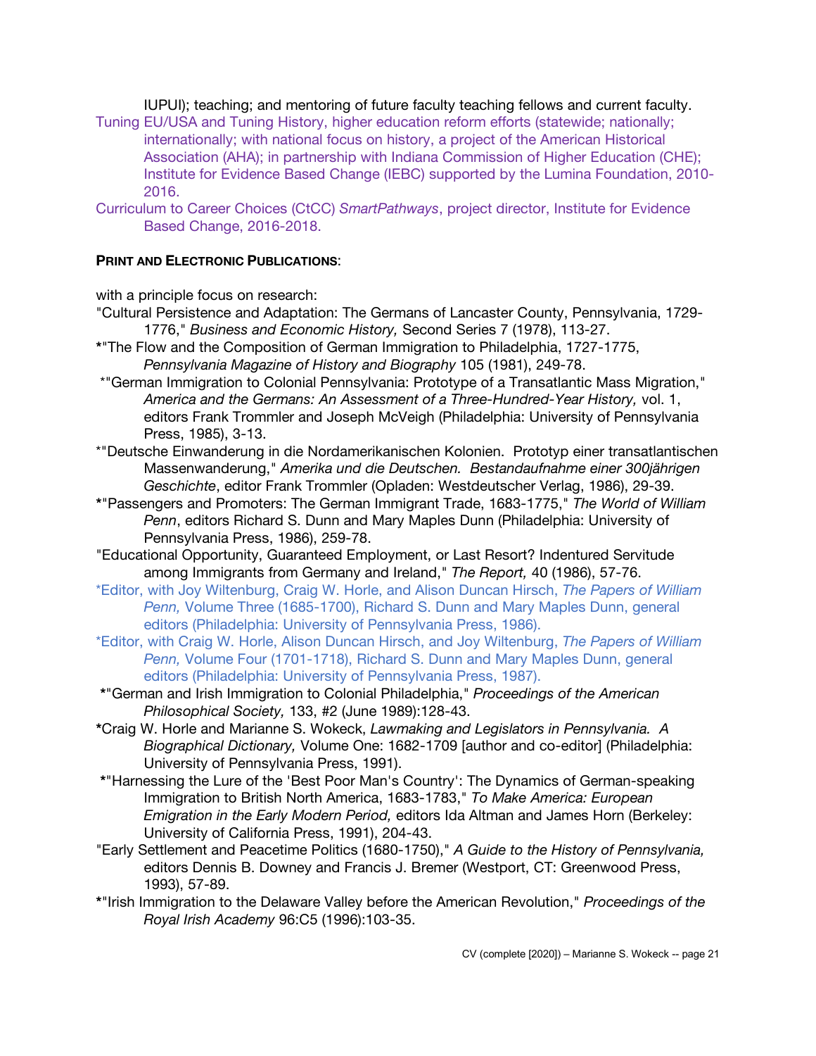IUPUI); teaching; and mentoring of future faculty teaching fellows and current faculty.

Tuning EU/USA and Tuning History, higher education reform efforts (statewide; nationally; internationally; with national focus on history, a project of the American Historical Association (AHA); in partnership with Indiana Commission of Higher Education (CHE); Institute for Evidence Based Change (IEBC) supported by the Lumina Foundation, 2010-2016.

Curriculum to Career Choices (CtCC) *SmartPathways*, project director, Institute for Evidence Based Change, 2016-2018.

**PRINT AND ELECTRONIC PUBLICATIONS**:

with a principle focus on research:

"Cultural Persistence and Adaptation: The Germans of Lancaster County, Pennsylvania, 1729-1776," *Business and Economic History,* Second Series 7 (1978), 113-27.

**\***"The Flow and the Composition of German Immigration to Philadelphia, 1727-1775, *Pennsylvania Magazine of History and Biography* 105 (1981), 249-78.

\*"German Immigration to Colonial Pennsylvania: Prototype of a Transatlantic Mass Migration," *America and the Germans: An Assessment of a Three-Hundred-Year History,* vol. 1, editors Frank Trommler and Joseph McVeigh (Philadelphia: University of Pennsylvania Press, 1985), 3-13.

\*"Deutsche Einwanderung in die Nordamerikanischen Kolonien. Prototyp einer transatlantischen Massenwanderung," *Amerika und die Deutschen. Bestandaufnahme einer 300jährigen Geschichte*, editor Frank Trommler (Opladen: Westdeutscher Verlag, 1986), 29-39.

**\***"Passengers and Promoters: The German Immigrant Trade, 1683-1775," *The World of William Penn*, editors Richard S. Dunn and Mary Maples Dunn (Philadelphia: University of Pennsylvania Press, 1986), 259-78.

"Educational Opportunity, Guaranteed Employment, or Last Resort? Indentured Servitude among Immigrants from Germany and Ireland," *The Report,* 40 (1986), 57-76.

\*Editor, with Joy Wiltenburg, Craig W. Horle, and Alison Duncan Hirsch, *The Papers of William Penn,* Volume Three (1685-1700), Richard S. Dunn and Mary Maples Dunn, general editors (Philadelphia: University of Pennsylvania Press, 1986).

\*Editor, with Craig W. Horle, Alison Duncan Hirsch, and Joy Wiltenburg, *The Papers of William Penn,* Volume Four (1701-1718), Richard S. Dunn and Mary Maples Dunn, general editors (Philadelphia: University of Pennsylvania Press, 1987).

**\***"German and Irish Immigration to Colonial Philadelphia," *Proceedings of the American Philosophical Society,* 133, #2 (June 1989):128-43.

**\***Craig W. Horle and Marianne S. Wokeck, *Lawmaking and Legislators in Pennsylvania. A Biographical Dictionary,* Volume One: 1682-1709 [author and co-editor] (Philadelphia: University of Pennsylvania Press, 1991).

**\***"Harnessing the Lure of the 'Best Poor Man's Country': The Dynamics of German-speaking Immigration to British North America, 1683-1783," *To Make America: European Emigration in the Early Modern Period,* editors Ida Altman and James Horn (Berkeley: University of California Press, 1991), 204-43.

"Early Settlement and Peacetime Politics (1680-1750)," *A Guide to the History of Pennsylvania,* editors Dennis B. Downey and Francis J. Bremer (Westport, CT: Greenwood Press, 1993), 57-89.

**\***"Irish Immigration to the Delaware Valley before the American Revolution," *Proceedings of the Royal Irish Academy* 96:C5 (1996):103-35.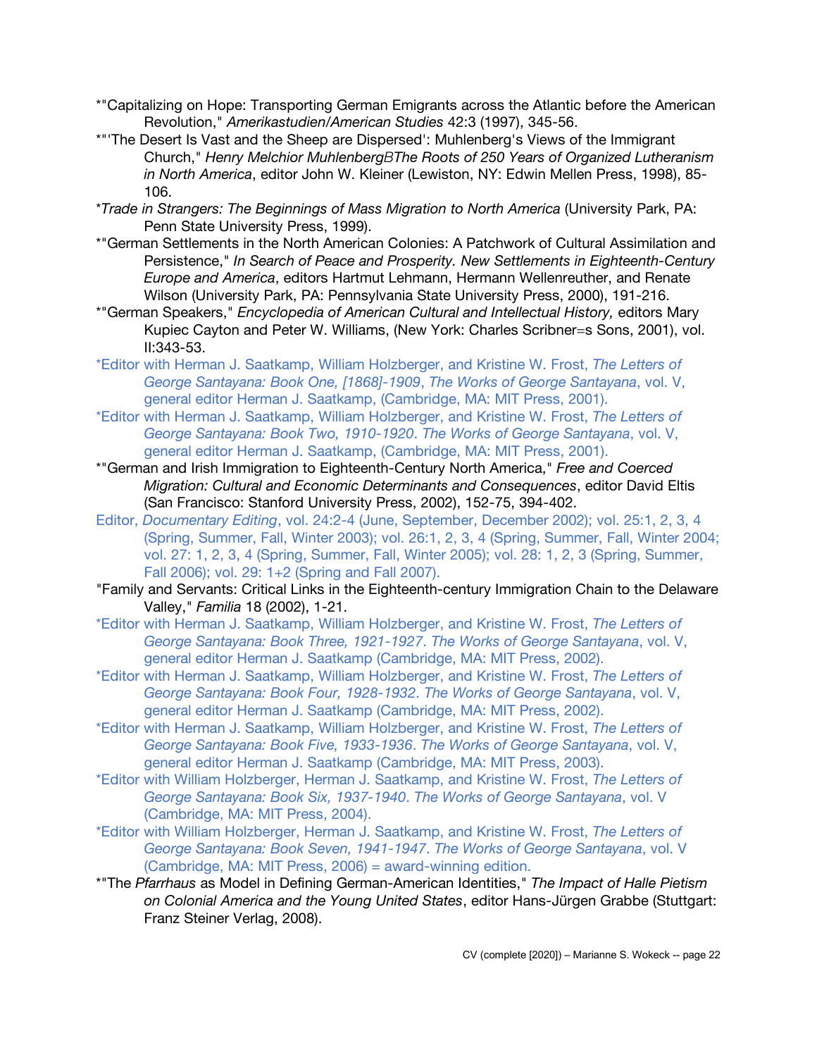*"Capitalizing on Hope: Transporting German Emigrants across the Atlantic before the American Revolution," *Amerikastudien/American Studies* 42:3 (1997), 345-56.

*"'The Desert Is Vast and the Sheep are Dispersed': Muhlenberg's Views of the Immigrant Church," *Henry Melchior MuhlenbergBThe Roots of 250 Years of Organized Lutheranism in North America*, editor John W. Kleiner (Lewiston, NY: Edwin Mellen Press, 1998), 85-106.

**Trade in Strangers: The Beginnings of Mass Migration to North America* (University Park, PA: Penn State University Press, 1999).

*"German Settlements in the North American Colonies: A Patchwork of Cultural Assimilation and Persistence," *In Search of Peace and Prosperity. New Settlements in Eighteenth-Century Europe and America*, editors Hartmut Lehmann, Hermann Wellenreuther, and Renate Wilson (University Park, PA: Pennsylvania State University Press, 2000), 191-216.

*"German Speakers," *Encyclopedia of American Cultural and Intellectual History,* editors Mary Kupiec Cayton and Peter W. Williams, (New York: Charles Scribner=s Sons, 2001), vol. II:343-53.

*Editor with Herman J. Saatkamp, William Holzberger, and Kristine W. Frost, *The Letters of George Santayana: Book One, [1868]-1909*, *The Works of George Santayana*, vol. V, general editor Herman J. Saatkamp, (Cambridge, MA: MIT Press, 2001).

*Editor with Herman J. Saatkamp, William Holzberger, and Kristine W. Frost, *The Letters of George Santayana: Book Two, 1910-1920*. *The Works of George Santayana*, vol. V, general editor Herman J. Saatkamp, (Cambridge, MA: MIT Press, 2001).

*"German and Irish Immigration to Eighteenth-Century North America," *Free and Coerced Migration: Cultural and Economic Determinants and Consequences*, editor David Eltis (San Francisco: Stanford University Press, 2002), 152-75, 394-402.

Editor, *Documentary Editing*, vol. 24:2-4 (June, September, December 2002); vol. 25:1, 2, 3, 4 (Spring, Summer, Fall, Winter 2003); vol. 26:1, 2, 3, 4 (Spring, Summer, Fall, Winter 2004; vol. 27: 1, 2, 3, 4 (Spring, Summer, Fall, Winter 2005); vol. 28: 1, 2, 3 (Spring, Summer, Fall 2006); vol. 29: 1+2 (Spring and Fall 2007).

"Family and Servants: Critical Links in the Eighteenth-century Immigration Chain to the Delaware Valley," *Familia* 18 (2002), 1-21.

*Editor with Herman J. Saatkamp, William Holzberger, and Kristine W. Frost, *The Letters of George Santayana: Book Three, 1921-1927*. *The Works of George Santayana*, vol. V, general editor Herman J. Saatkamp (Cambridge, MA: MIT Press, 2002).

*Editor with Herman J. Saatkamp, William Holzberger, and Kristine W. Frost, *The Letters of George Santayana: Book Four, 1928-1932*. *The Works of George Santayana*, vol. V, general editor Herman J. Saatkamp (Cambridge, MA: MIT Press, 2002).

*Editor with Herman J. Saatkamp, William Holzberger, and Kristine W. Frost, *The Letters of George Santayana: Book Five, 1933-1936*. *The Works of George Santayana*, vol. V, general editor Herman J. Saatkamp (Cambridge, MA: MIT Press, 2003).

*Editor with William Holzberger, Herman J. Saatkamp, and Kristine W. Frost, *The Letters of George Santayana: Book Six, 1937-1940*. *The Works of George Santayana*, vol. V (Cambridge, MA: MIT Press, 2004).

*Editor with William Holzberger, Herman J. Saatkamp, and Kristine W. Frost, *The Letters of George Santayana: Book Seven, 1941-1947*. *The Works of George Santayana*, vol. V (Cambridge, MA: MIT Press, 2006) = award-winning edition.

*"The *Pfarrhaus* as Model in Defining German-American Identities," *The Impact of Halle Pietism on Colonial America and the Young United States*, editor Hans-Jürgen Grabbe (Stuttgart: Franz Steiner Verlag, 2008).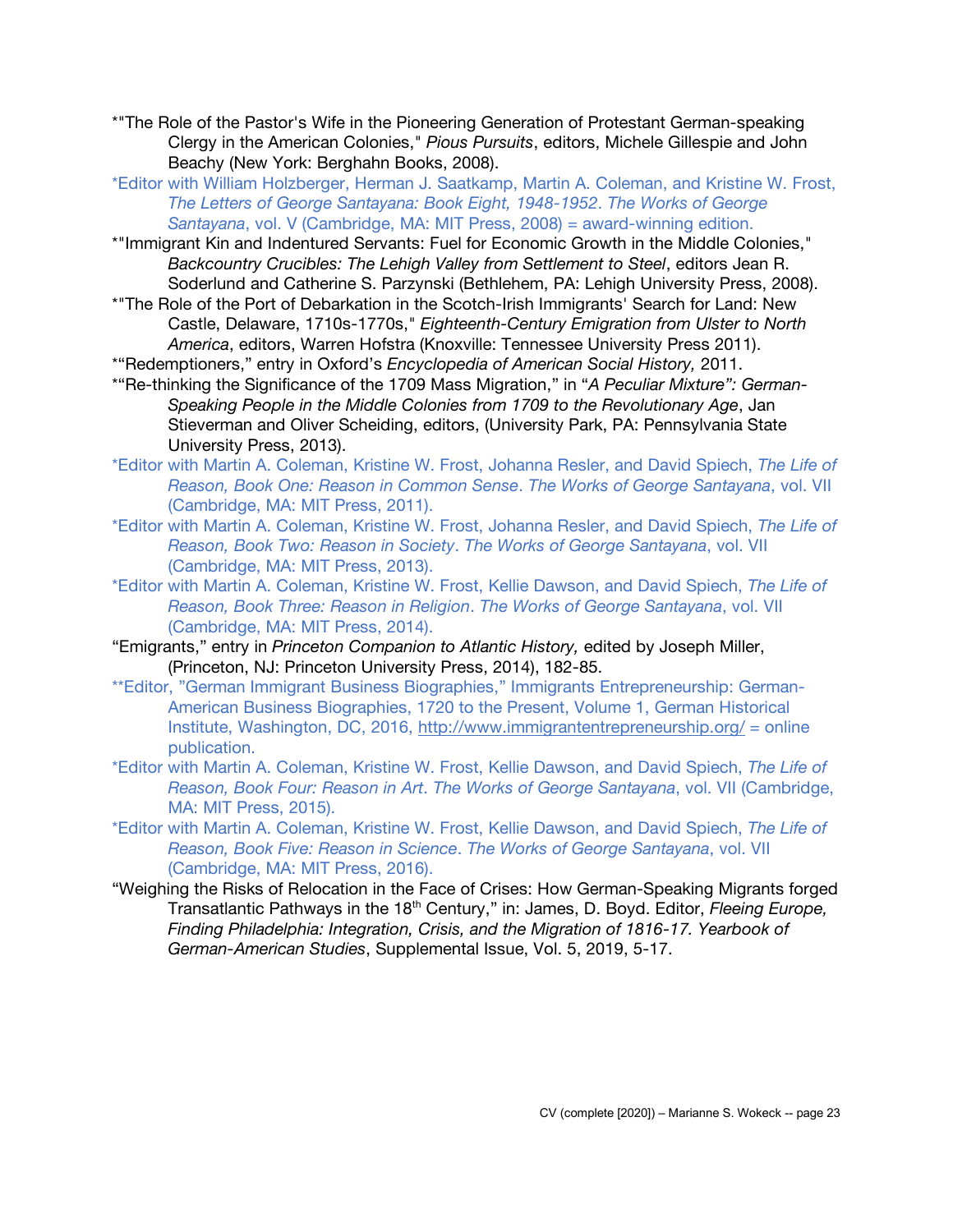*"The Role of the Pastor's Wife in the Pioneering Generation of Protestant German-speaking Clergy in the American Colonies," *Pious Pursuits*, editors, Michele Gillespie and John Beachy (New York: Berghahn Books, 2008).

*Editor with William Holzberger, Herman J. Saatkamp, Martin A. Coleman, and Kristine W. Frost, *The Letters of George Santayana: Book Eight, 1948-1952*. *The Works of George Santayana*, vol. V (Cambridge, MA: MIT Press, 2008) = award-winning edition.

*"Immigrant Kin and Indentured Servants: Fuel for Economic Growth in the Middle Colonies," *Backcountry Crucibles: The Lehigh Valley from Settlement to Steel*, editors Jean R. Soderlund and Catherine S. Parzynski (Bethlehem, PA: Lehigh University Press, 2008).

*"The Role of the Port of Debarkation in the Scotch-Irish Immigrants' Search for Land: New Castle, Delaware, 1710s-1770s," *Eighteenth-Century Emigration from Ulster to North America*, editors, Warren Hofstra (Knoxville: Tennessee University Press 2011).

*"Redemptioners," entry in Oxford's *Encyclopedia of American Social History,* 2011.

*"Re-thinking the Significance of the 1709 Mass Migration," in "*A Peculiar Mixture": German-Speaking People in the Middle Colonies from 1709 to the Revolutionary Age*, Jan Stieverman and Oliver Scheiding, editors, (University Park, PA: Pennsylvania State University Press, 2013).

*Editor with Martin A. Coleman, Kristine W. Frost, Johanna Resler, and David Spiech, *The Life of Reason, Book One: Reason in Common Sense*. *The Works of George Santayana*, vol. VII (Cambridge, MA: MIT Press, 2011).

*Editor with Martin A. Coleman, Kristine W. Frost, Johanna Resler, and David Spiech, *The Life of Reason, Book Two: Reason in Society*. *The Works of George Santayana*, vol. VII (Cambridge, MA: MIT Press, 2013).

*Editor with Martin A. Coleman, Kristine W. Frost, Kellie Dawson, and David Spiech, *The Life of Reason, Book Three: Reason in Religion*. *The Works of George Santayana*, vol. VII (Cambridge, MA: MIT Press, 2014).

"Emigrants," entry in *Princeton Companion to Atlantic History,* edited by Joseph Miller, (Princeton, NJ: Princeton University Press, 2014), 182-85.

**Editor, "German Immigrant Business Biographies," Immigrants Entrepreneurship: German-American Business Biographies, 1720 to the Present, Volume 1, German Historical Institute, Washington, DC, 2016, http://www.immigrantentrepreneurship.org/ = online publication.

*Editor with Martin A. Coleman, Kristine W. Frost, Kellie Dawson, and David Spiech, *The Life of Reason, Book Four: Reason in Art*. *The Works of George Santayana*, vol. VII (Cambridge, MA: MIT Press, 2015).

*Editor with Martin A. Coleman, Kristine W. Frost, Kellie Dawson, and David Spiech, *The Life of Reason, Book Five: Reason in Science*. *The Works of George Santayana*, vol. VII (Cambridge, MA: MIT Press, 2016).

"Weighing the Risks of Relocation in the Face of Crises: How German-Speaking Migrants forged Transatlantic Pathways in the 18th Century," in: James, D. Boyd. Editor, *Fleeing Europe, Finding Philadelphia: Integration, Crisis, and the Migration of 1816-17. Yearbook of German-American Studies*, Supplemental Issue, Vol. 5, 2019, 5-17.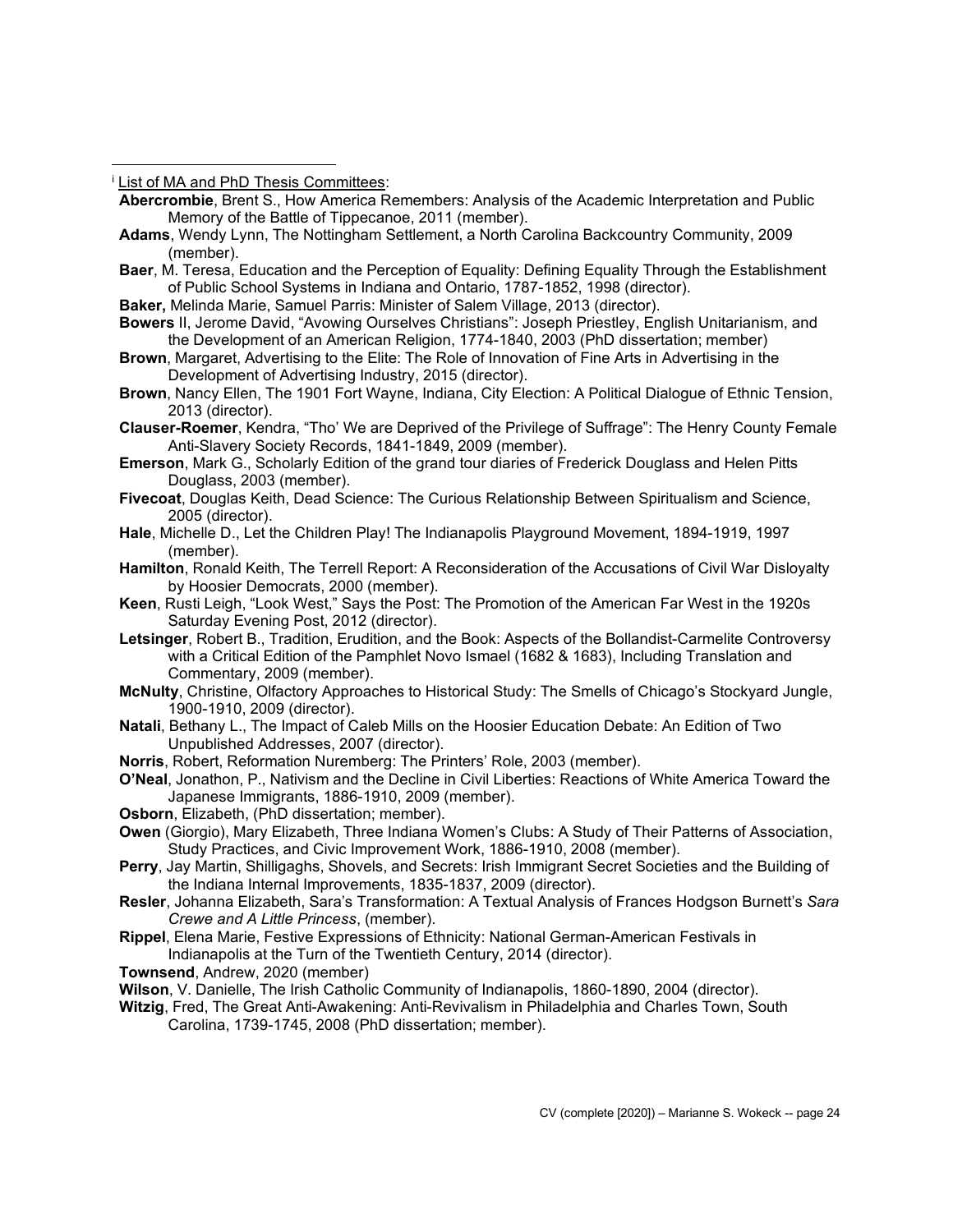[i] List of MA and PhD Thesis Committees:

**Abercrombie**, Brent S., How America Remembers: Analysis of the Academic Interpretation and Public Memory of the Battle of Tippecanoe, 2011 (member).

**Adams**, Wendy Lynn, The Nottingham Settlement, a North Carolina Backcountry Community, 2009 (member).

**Baer**, M. Teresa, Education and the Perception of Equality: Defining Equality Through the Establishment of Public School Systems in Indiana and Ontario, 1787-1852, 1998 (director).

**Baker,** Melinda Marie, Samuel Parris: Minister of Salem Village, 2013 (director).

**Bowers** II, Jerome David, "Avowing Ourselves Christians": Joseph Priestley, English Unitarianism, and the Development of an American Religion, 1774-1840, 2003 (PhD dissertation; member)

**Brown**, Margaret, Advertising to the Elite: The Role of Innovation of Fine Arts in Advertising in the Development of Advertising Industry, 2015 (director).

**Brown**, Nancy Ellen, The 1901 Fort Wayne, Indiana, City Election: A Political Dialogue of Ethnic Tension, 2013 (director).

**Clauser-Roemer**, Kendra, "Tho' We are Deprived of the Privilege of Suffrage": The Henry County Female Anti-Slavery Society Records, 1841-1849, 2009 (member).

**Emerson**, Mark G., Scholarly Edition of the grand tour diaries of Frederick Douglass and Helen Pitts Douglass, 2003 (member).

**Fivecoat**, Douglas Keith, Dead Science: The Curious Relationship Between Spiritualism and Science, 2005 (director).

**Hale**, Michelle D., Let the Children Play! The Indianapolis Playground Movement, 1894-1919, 1997 (member).

**Hamilton**, Ronald Keith, The Terrell Report: A Reconsideration of the Accusations of Civil War Disloyalty by Hoosier Democrats, 2000 (member).

**Keen**, Rusti Leigh, "Look West," Says the Post: The Promotion of the American Far West in the 1920s Saturday Evening Post, 2012 (director).

**Letsinger**, Robert B., Tradition, Erudition, and the Book: Aspects of the Bollandist-Carmelite Controversy with a Critical Edition of the Pamphlet Novo Ismael (1682 & 1683), Including Translation and Commentary, 2009 (member).

**McNulty**, Christine, Olfactory Approaches to Historical Study: The Smells of Chicago's Stockyard Jungle, 1900-1910, 2009 (director).

**Natali**, Bethany L., The Impact of Caleb Mills on the Hoosier Education Debate: An Edition of Two Unpublished Addresses, 2007 (director).

**Norris**, Robert, Reformation Nuremberg: The Printers' Role, 2003 (member).

**O'Neal**, Jonathon, P., Nativism and the Decline in Civil Liberties: Reactions of White America Toward the Japanese Immigrants, 1886-1910, 2009 (member).

**Osborn**, Elizabeth, (PhD dissertation; member).

**Owen** (Giorgio), Mary Elizabeth, Three Indiana Women's Clubs: A Study of Their Patterns of Association, Study Practices, and Civic Improvement Work, 1886-1910, 2008 (member).

**Perry**, Jay Martin, Shilligaghs, Shovels, and Secrets: Irish Immigrant Secret Societies and the Building of the Indiana Internal Improvements, 1835-1837, 2009 (director).

**Resler**, Johanna Elizabeth, Sara's Transformation: A Textual Analysis of Frances Hodgson Burnett's *Sara Crewe and A Little Princess*, (member).

**Rippel**, Elena Marie, Festive Expressions of Ethnicity: National German-American Festivals in Indianapolis at the Turn of the Twentieth Century, 2014 (director).

**Townsend**, Andrew, 2020 (member)

**Wilson**, V. Danielle, The Irish Catholic Community of Indianapolis, 1860-1890, 2004 (director).

**Witzig**, Fred, The Great Anti-Awakening: Anti-Revivalism in Philadelphia and Charles Town, South Carolina, 1739-1745, 2008 (PhD dissertation; member).